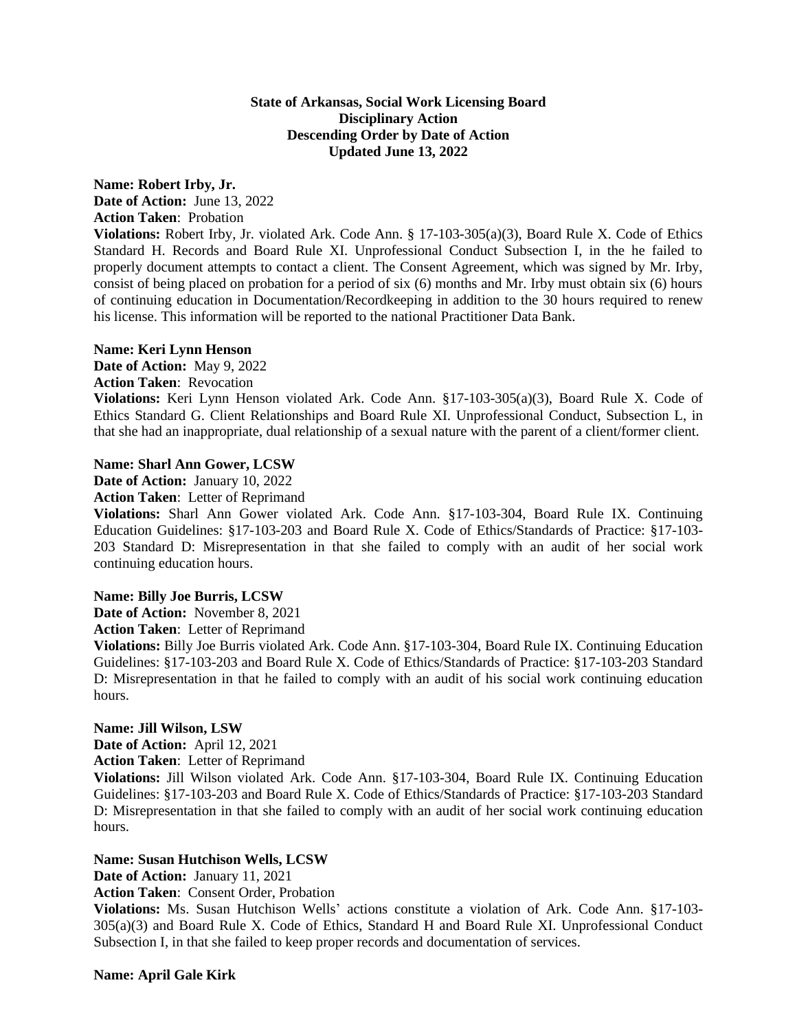**State of Arkansas, Social Work Licensing Board**
**Disciplinary Action**
**Descending Order by Date of Action**
**Updated June 13, 2022**

**Name: Robert Irby, Jr.**
**Date of Action:** June 13, 2022
**Action Taken**: Probation
**Violations:** Robert Irby, Jr. violated Ark. Code Ann. § 17-103-305(a)(3), Board Rule X. Code of Ethics Standard H. Records and Board Rule XI. Unprofessional Conduct Subsection I, in the he failed to properly document attempts to contact a client. The Consent Agreement, which was signed by Mr. Irby, consist of being placed on probation for a period of six (6) months and Mr. Irby must obtain six (6) hours of continuing education in Documentation/Recordkeeping in addition to the 30 hours required to renew his license. This information will be reported to the national Practitioner Data Bank.

**Name: Keri Lynn Henson**
**Date of Action:** May 9, 2022
**Action Taken**: Revocation
**Violations:** Keri Lynn Henson violated Ark. Code Ann. §17-103-305(a)(3), Board Rule X. Code of Ethics Standard G. Client Relationships and Board Rule XI. Unprofessional Conduct, Subsection L, in that she had an inappropriate, dual relationship of a sexual nature with the parent of a client/former client.

**Name: Sharl Ann Gower, LCSW**
**Date of Action:** January 10, 2022
**Action Taken**: Letter of Reprimand
**Violations:** Sharl Ann Gower violated Ark. Code Ann. §17-103-304, Board Rule IX. Continuing Education Guidelines: §17-103-203 and Board Rule X. Code of Ethics/Standards of Practice: §17-103-203 Standard D: Misrepresentation in that she failed to comply with an audit of her social work continuing education hours.

**Name: Billy Joe Burris, LCSW**
**Date of Action:** November 8, 2021
**Action Taken**: Letter of Reprimand
**Violations:** Billy Joe Burris violated Ark. Code Ann. §17-103-304, Board Rule IX. Continuing Education Guidelines: §17-103-203 and Board Rule X. Code of Ethics/Standards of Practice: §17-103-203 Standard D: Misrepresentation in that he failed to comply with an audit of his social work continuing education hours.

**Name: Jill Wilson, LSW**
**Date of Action:** April 12, 2021
**Action Taken**: Letter of Reprimand
**Violations:** Jill Wilson violated Ark. Code Ann. §17-103-304, Board Rule IX. Continuing Education Guidelines: §17-103-203 and Board Rule X. Code of Ethics/Standards of Practice: §17-103-203 Standard D: Misrepresentation in that she failed to comply with an audit of her social work continuing education hours.

**Name: Susan Hutchison Wells, LCSW**
**Date of Action:** January 11, 2021
**Action Taken**: Consent Order, Probation
**Violations:** Ms. Susan Hutchison Wells' actions constitute a violation of Ark. Code Ann. §17-103-305(a)(3) and Board Rule X. Code of Ethics, Standard H and Board Rule XI. Unprofessional Conduct Subsection I, in that she failed to keep proper records and documentation of services.

**Name: April Gale Kirk**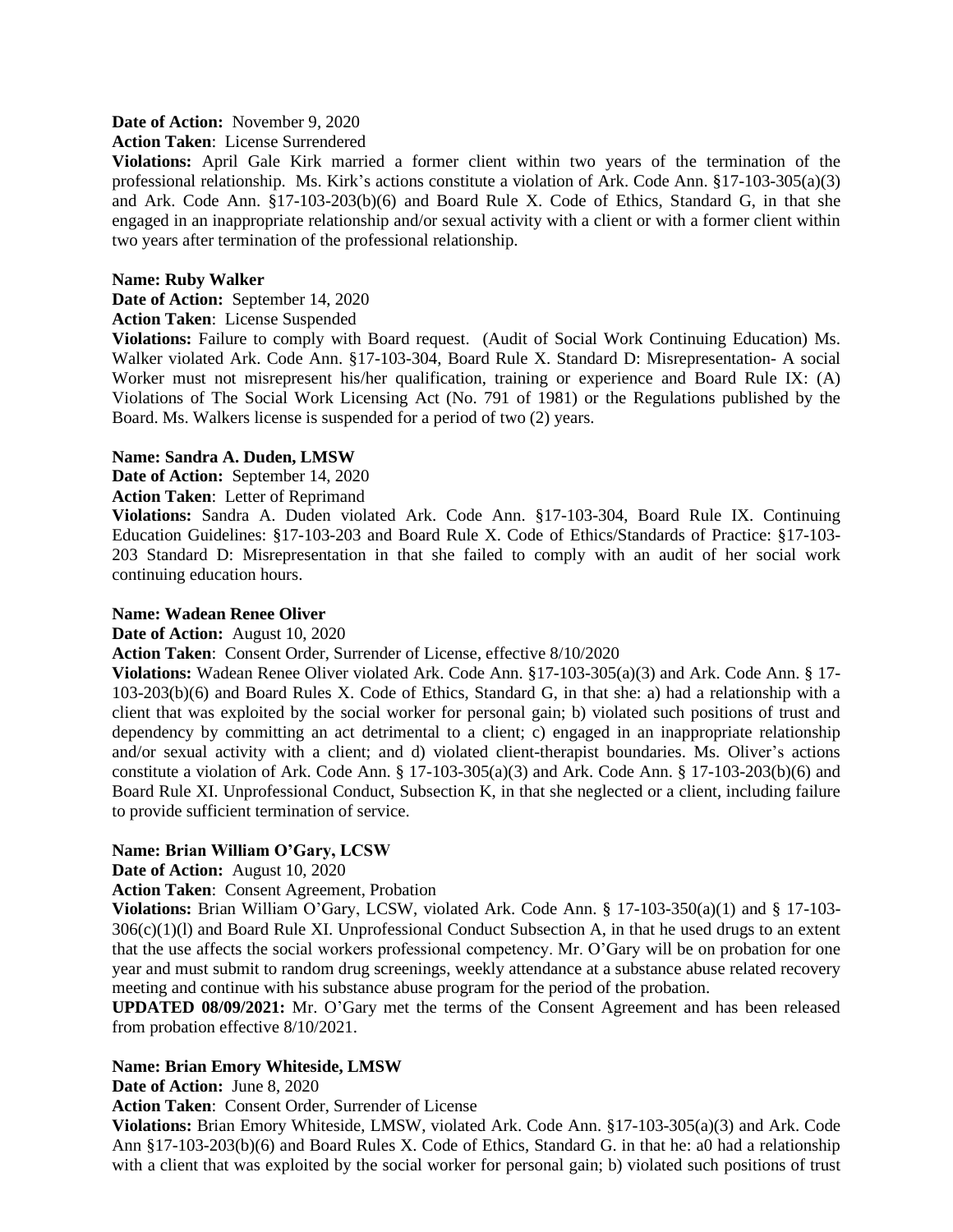**Date of Action:** November 9, 2020

**Action Taken**: License Surrendered

**Violations:** April Gale Kirk married a former client within two years of the termination of the professional relationship. Ms. Kirk's actions constitute a violation of Ark. Code Ann. §17-103-305(a)(3) and Ark. Code Ann. §17-103-203(b)(6) and Board Rule X. Code of Ethics, Standard G, in that she engaged in an inappropriate relationship and/or sexual activity with a client or with a former client within two years after termination of the professional relationship.

**Name: Ruby Walker**

**Date of Action:** September 14, 2020

**Action Taken**: License Suspended

**Violations:** Failure to comply with Board request. (Audit of Social Work Continuing Education) Ms. Walker violated Ark. Code Ann. §17-103-304, Board Rule X. Standard D: Misrepresentation- A social Worker must not misrepresent his/her qualification, training or experience and Board Rule IX: (A) Violations of The Social Work Licensing Act (No. 791 of 1981) or the Regulations published by the Board. Ms. Walkers license is suspended for a period of two (2) years.

**Name: Sandra A. Duden, LMSW**

**Date of Action:** September 14, 2020

**Action Taken**: Letter of Reprimand

**Violations:** Sandra A. Duden violated Ark. Code Ann. §17-103-304, Board Rule IX. Continuing Education Guidelines: §17-103-203 and Board Rule X. Code of Ethics/Standards of Practice: §17-103-203 Standard D: Misrepresentation in that she failed to comply with an audit of her social work continuing education hours.

**Name: Wadean Renee Oliver**

**Date of Action:** August 10, 2020

**Action Taken**: Consent Order, Surrender of License, effective 8/10/2020

**Violations:** Wadean Renee Oliver violated Ark. Code Ann. §17-103-305(a)(3) and Ark. Code Ann. § 17-103-203(b)(6) and Board Rules X. Code of Ethics, Standard G, in that she: a) had a relationship with a client that was exploited by the social worker for personal gain; b) violated such positions of trust and dependency by committing an act detrimental to a client; c) engaged in an inappropriate relationship and/or sexual activity with a client; and d) violated client-therapist boundaries. Ms. Oliver's actions constitute a violation of Ark. Code Ann. § 17-103-305(a)(3) and Ark. Code Ann. § 17-103-203(b)(6) and Board Rule XI. Unprofessional Conduct, Subsection K, in that she neglected or a client, including failure to provide sufficient termination of service.

**Name: Brian William O'Gary, LCSW**

**Date of Action:** August 10, 2020

**Action Taken**: Consent Agreement, Probation

**Violations:** Brian William O'Gary, LCSW, violated Ark. Code Ann. § 17-103-350(a)(1) and § 17-103-306(c)(1)(l) and Board Rule XI. Unprofessional Conduct Subsection A, in that he used drugs to an extent that the use affects the social workers professional competency. Mr. O'Gary will be on probation for one year and must submit to random drug screenings, weekly attendance at a substance abuse related recovery meeting and continue with his substance abuse program for the period of the probation.

**UPDATED 08/09/2021:** Mr. O'Gary met the terms of the Consent Agreement and has been released from probation effective 8/10/2021.

**Name: Brian Emory Whiteside, LMSW**

**Date of Action:** June 8, 2020

**Action Taken**: Consent Order, Surrender of License

**Violations:** Brian Emory Whiteside, LMSW, violated Ark. Code Ann. §17-103-305(a)(3) and Ark. Code Ann §17-103-203(b)(6) and Board Rules X. Code of Ethics, Standard G. in that he: a0 had a relationship with a client that was exploited by the social worker for personal gain; b) violated such positions of trust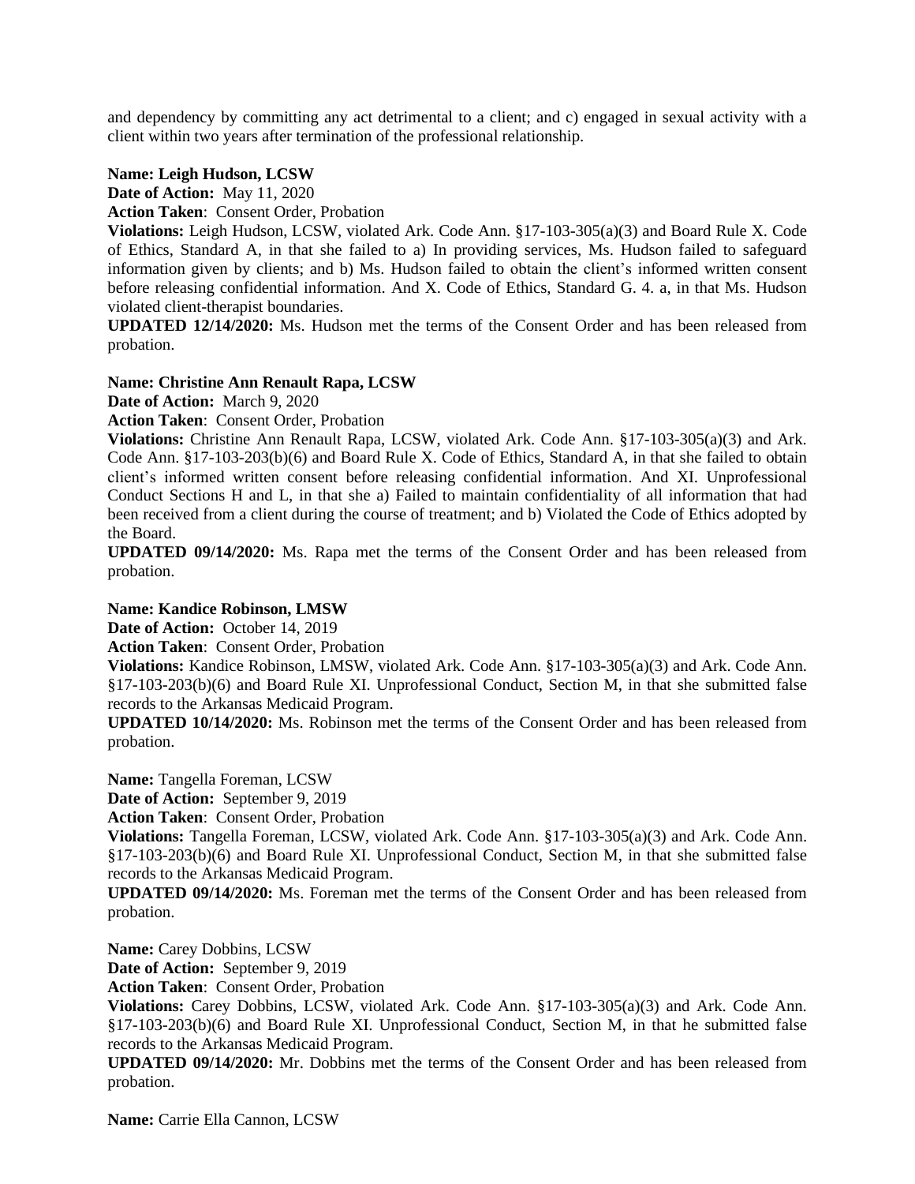and dependency by committing any act detrimental to a client; and c) engaged in sexual activity with a client within two years after termination of the professional relationship.

**Name: Leigh Hudson, LCSW**

**Date of Action:** May 11, 2020

**Action Taken**: Consent Order, Probation

**Violations:** Leigh Hudson, LCSW, violated Ark. Code Ann. §17-103-305(a)(3) and Board Rule X. Code of Ethics, Standard A, in that she failed to a) In providing services, Ms. Hudson failed to safeguard information given by clients; and b) Ms. Hudson failed to obtain the client's informed written consent before releasing confidential information. And X. Code of Ethics, Standard G. 4. a, in that Ms. Hudson violated client-therapist boundaries.

**UPDATED 12/14/2020:** Ms. Hudson met the terms of the Consent Order and has been released from probation.

**Name: Christine Ann Renault Rapa, LCSW**

**Date of Action:** March 9, 2020

**Action Taken**: Consent Order, Probation

**Violations:** Christine Ann Renault Rapa, LCSW, violated Ark. Code Ann. §17-103-305(a)(3) and Ark. Code Ann. §17-103-203(b)(6) and Board Rule X. Code of Ethics, Standard A, in that she failed to obtain client's informed written consent before releasing confidential information. And XI. Unprofessional Conduct Sections H and L, in that she a) Failed to maintain confidentiality of all information that had been received from a client during the course of treatment; and b) Violated the Code of Ethics adopted by the Board.

**UPDATED 09/14/2020:** Ms. Rapa met the terms of the Consent Order and has been released from probation.

**Name: Kandice Robinson, LMSW**

**Date of Action:** October 14, 2019

**Action Taken**: Consent Order, Probation

**Violations:** Kandice Robinson, LMSW, violated Ark. Code Ann. §17-103-305(a)(3) and Ark. Code Ann. §17-103-203(b)(6) and Board Rule XI. Unprofessional Conduct, Section M, in that she submitted false records to the Arkansas Medicaid Program.

**UPDATED 10/14/2020:** Ms. Robinson met the terms of the Consent Order and has been released from probation.

**Name:** Tangella Foreman, LCSW

**Date of Action:** September 9, 2019

**Action Taken**: Consent Order, Probation

**Violations:** Tangella Foreman, LCSW, violated Ark. Code Ann. §17-103-305(a)(3) and Ark. Code Ann. §17-103-203(b)(6) and Board Rule XI. Unprofessional Conduct, Section M, in that she submitted false records to the Arkansas Medicaid Program.

**UPDATED 09/14/2020:** Ms. Foreman met the terms of the Consent Order and has been released from probation.

**Name:** Carey Dobbins, LCSW

**Date of Action:** September 9, 2019

**Action Taken**: Consent Order, Probation

**Violations:** Carey Dobbins, LCSW, violated Ark. Code Ann. §17-103-305(a)(3) and Ark. Code Ann. §17-103-203(b)(6) and Board Rule XI. Unprofessional Conduct, Section M, in that he submitted false records to the Arkansas Medicaid Program.

**UPDATED 09/14/2020:** Mr. Dobbins met the terms of the Consent Order and has been released from probation.

**Name:** Carrie Ella Cannon, LCSW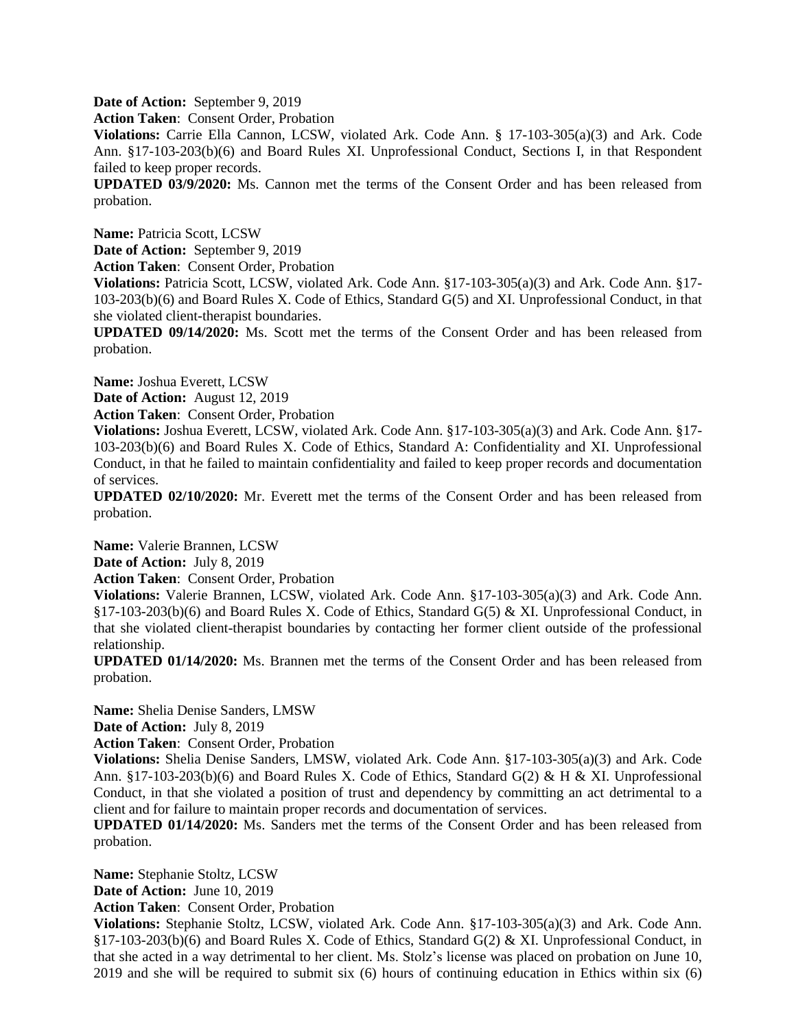**Date of Action:** September 9, 2019

**Action Taken**: Consent Order, Probation

**Violations:** Carrie Ella Cannon, LCSW, violated Ark. Code Ann. § 17-103-305(a)(3) and Ark. Code Ann. §17-103-203(b)(6) and Board Rules XI. Unprofessional Conduct, Sections I, in that Respondent failed to keep proper records.

**UPDATED 03/9/2020:** Ms. Cannon met the terms of the Consent Order and has been released from probation.

**Name:** Patricia Scott, LCSW

**Date of Action:** September 9, 2019

**Action Taken**: Consent Order, Probation

**Violations:** Patricia Scott, LCSW, violated Ark. Code Ann. §17-103-305(a)(3) and Ark. Code Ann. §17-103-203(b)(6) and Board Rules X. Code of Ethics, Standard G(5) and XI. Unprofessional Conduct, in that she violated client-therapist boundaries.

**UPDATED 09/14/2020:** Ms. Scott met the terms of the Consent Order and has been released from probation.

**Name:** Joshua Everett, LCSW

**Date of Action:** August 12, 2019

**Action Taken**: Consent Order, Probation

**Violations:** Joshua Everett, LCSW, violated Ark. Code Ann. §17-103-305(a)(3) and Ark. Code Ann. §17-103-203(b)(6) and Board Rules X. Code of Ethics, Standard A: Confidentiality and XI. Unprofessional Conduct, in that he failed to maintain confidentiality and failed to keep proper records and documentation of services.

**UPDATED 02/10/2020:** Mr. Everett met the terms of the Consent Order and has been released from probation.

**Name:** Valerie Brannen, LCSW

**Date of Action:** July 8, 2019

**Action Taken**: Consent Order, Probation

**Violations:** Valerie Brannen, LCSW, violated Ark. Code Ann. §17-103-305(a)(3) and Ark. Code Ann. §17-103-203(b)(6) and Board Rules X. Code of Ethics, Standard G(5) & XI. Unprofessional Conduct, in that she violated client-therapist boundaries by contacting her former client outside of the professional relationship.

**UPDATED 01/14/2020:** Ms. Brannen met the terms of the Consent Order and has been released from probation.

**Name:** Shelia Denise Sanders, LMSW

**Date of Action:** July 8, 2019

**Action Taken**: Consent Order, Probation

**Violations:** Shelia Denise Sanders, LMSW, violated Ark. Code Ann. §17-103-305(a)(3) and Ark. Code Ann. §17-103-203(b)(6) and Board Rules X. Code of Ethics, Standard G(2) & H & XI. Unprofessional Conduct, in that she violated a position of trust and dependency by committing an act detrimental to a client and for failure to maintain proper records and documentation of services.

**UPDATED 01/14/2020:** Ms. Sanders met the terms of the Consent Order and has been released from probation.

**Name:** Stephanie Stoltz, LCSW

**Date of Action:** June 10, 2019

**Action Taken**: Consent Order, Probation

**Violations:** Stephanie Stoltz, LCSW, violated Ark. Code Ann. §17-103-305(a)(3) and Ark. Code Ann. §17-103-203(b)(6) and Board Rules X. Code of Ethics, Standard G(2) & XI. Unprofessional Conduct, in that she acted in a way detrimental to her client. Ms. Stolz's license was placed on probation on June 10, 2019 and she will be required to submit six (6) hours of continuing education in Ethics within six (6)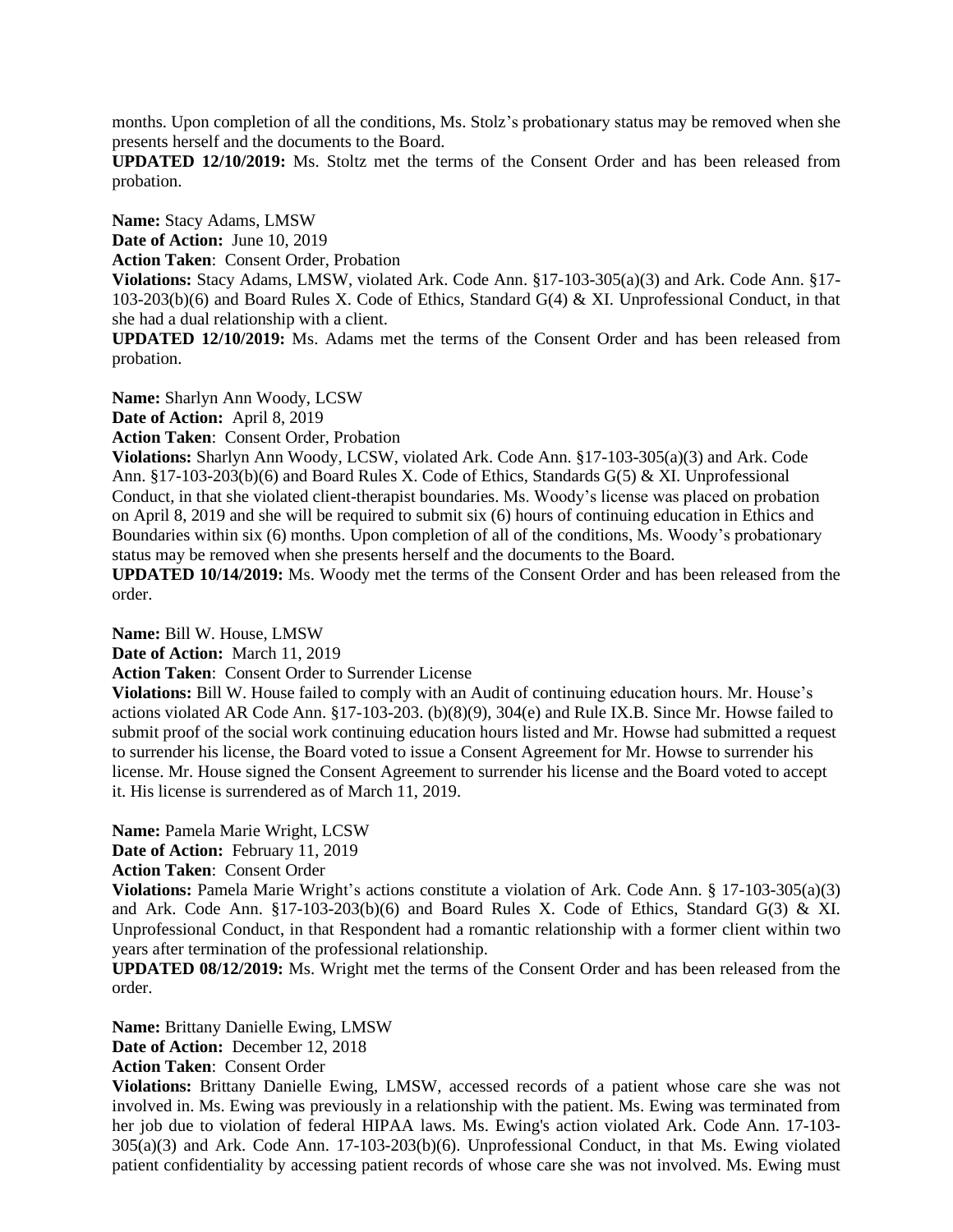months. Upon completion of all the conditions, Ms. Stolz's probationary status may be removed when she presents herself and the documents to the Board.

**UPDATED 12/10/2019:** Ms. Stoltz met the terms of the Consent Order and has been released from probation.

**Name:** Stacy Adams, LMSW

**Date of Action:** June 10, 2019

**Action Taken**: Consent Order, Probation

**Violations:** Stacy Adams, LMSW, violated Ark. Code Ann. §17-103-305(a)(3) and Ark. Code Ann. §17-103-203(b)(6) and Board Rules X. Code of Ethics, Standard G(4) & XI. Unprofessional Conduct, in that she had a dual relationship with a client.

**UPDATED 12/10/2019:** Ms. Adams met the terms of the Consent Order and has been released from probation.

**Name:** Sharlyn Ann Woody, LCSW

**Date of Action:** April 8, 2019

**Action Taken**: Consent Order, Probation

**Violations:** Sharlyn Ann Woody, LCSW, violated Ark. Code Ann. §17-103-305(a)(3) and Ark. Code Ann. §17-103-203(b)(6) and Board Rules X. Code of Ethics, Standards G(5) & XI. Unprofessional Conduct, in that she violated client-therapist boundaries. Ms. Woody's license was placed on probation on April 8, 2019 and she will be required to submit six (6) hours of continuing education in Ethics and Boundaries within six (6) months. Upon completion of all of the conditions, Ms. Woody's probationary status may be removed when she presents herself and the documents to the Board.

**UPDATED 10/14/2019:** Ms. Woody met the terms of the Consent Order and has been released from the order.

**Name:** Bill W. House, LMSW

**Date of Action:** March 11, 2019

**Action Taken**: Consent Order to Surrender License

**Violations:** Bill W. House failed to comply with an Audit of continuing education hours. Mr. House's actions violated AR Code Ann. §17-103-203. (b)(8)(9), 304(e) and Rule IX.B. Since Mr. Howse failed to submit proof of the social work continuing education hours listed and Mr. Howse had submitted a request to surrender his license, the Board voted to issue a Consent Agreement for Mr. Howse to surrender his license. Mr. House signed the Consent Agreement to surrender his license and the Board voted to accept it. His license is surrendered as of March 11, 2019.

**Name:** Pamela Marie Wright, LCSW

**Date of Action:** February 11, 2019

**Action Taken**: Consent Order

**Violations:** Pamela Marie Wright's actions constitute a violation of Ark. Code Ann. § 17-103-305(a)(3) and Ark. Code Ann. §17-103-203(b)(6) and Board Rules X. Code of Ethics, Standard G(3) & XI. Unprofessional Conduct, in that Respondent had a romantic relationship with a former client within two years after termination of the professional relationship.

**UPDATED 08/12/2019:** Ms. Wright met the terms of the Consent Order and has been released from the order.

**Name:** Brittany Danielle Ewing, LMSW

**Date of Action:** December 12, 2018

**Action Taken**: Consent Order

**Violations:** Brittany Danielle Ewing, LMSW, accessed records of a patient whose care she was not involved in. Ms. Ewing was previously in a relationship with the patient. Ms. Ewing was terminated from her job due to violation of federal HIPAA laws. Ms. Ewing's action violated Ark. Code Ann. 17-103-305(a)(3) and Ark. Code Ann. 17-103-203(b)(6). Unprofessional Conduct, in that Ms. Ewing violated patient confidentiality by accessing patient records of whose care she was not involved. Ms. Ewing must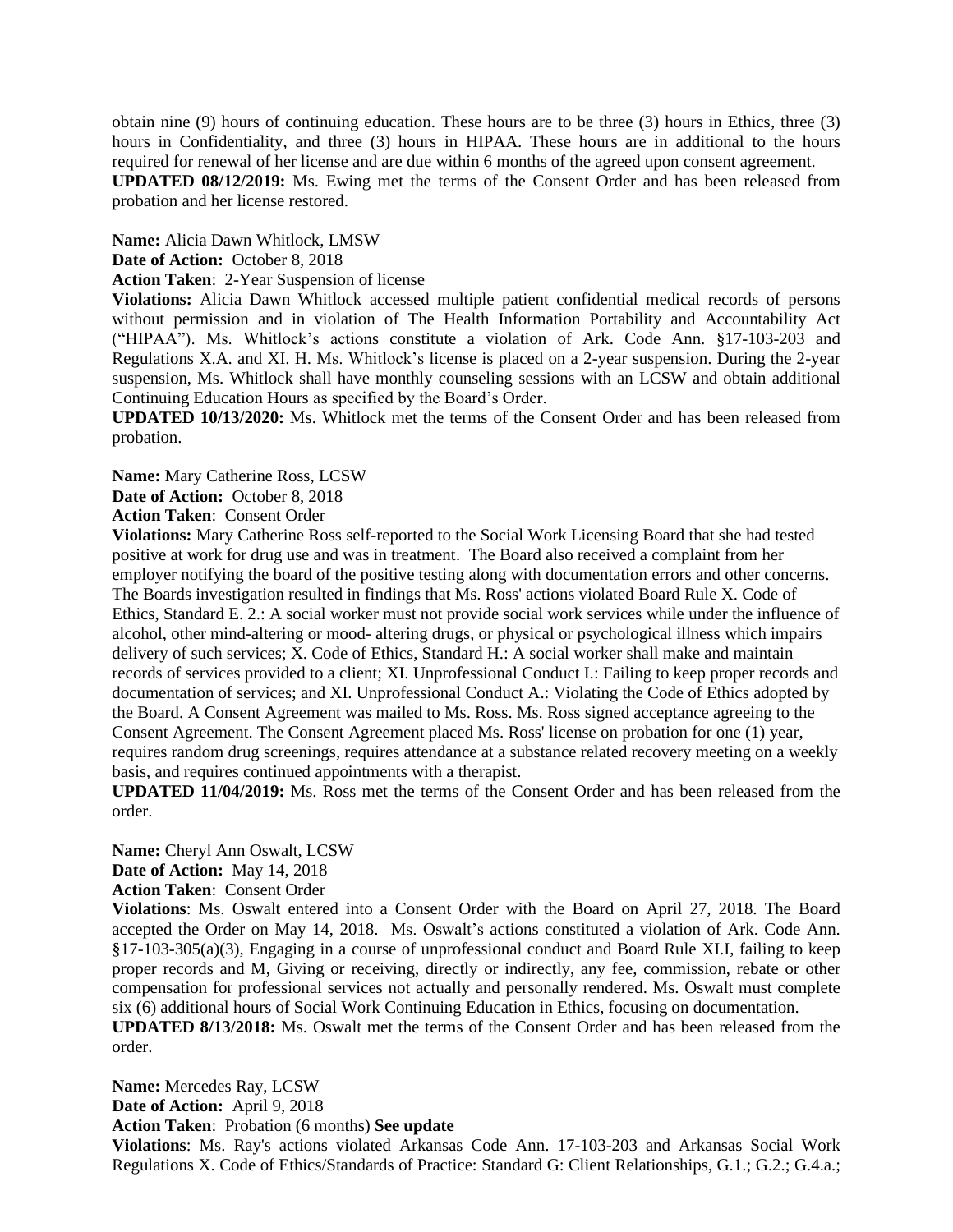obtain nine (9) hours of continuing education. These hours are to be three (3) hours in Ethics, three (3) hours in Confidentiality, and three (3) hours in HIPAA. These hours are in additional to the hours required for renewal of her license and are due within 6 months of the agreed upon consent agreement.
**UPDATED 08/12/2019:** Ms. Ewing met the terms of the Consent Order and has been released from probation and her license restored.

**Name:** Alicia Dawn Whitlock, LMSW
**Date of Action:** October 8, 2018
**Action Taken**: 2-Year Suspension of license
**Violations:** Alicia Dawn Whitlock accessed multiple patient confidential medical records of persons without permission and in violation of The Health Information Portability and Accountability Act ("HIPAA"). Ms. Whitlock's actions constitute a violation of Ark. Code Ann. §17-103-203 and Regulations X.A. and XI. H. Ms. Whitlock's license is placed on a 2-year suspension. During the 2-year suspension, Ms. Whitlock shall have monthly counseling sessions with an LCSW and obtain additional Continuing Education Hours as specified by the Board's Order.
**UPDATED 10/13/2020:** Ms. Whitlock met the terms of the Consent Order and has been released from probation.

**Name:** Mary Catherine Ross, LCSW
**Date of Action:** October 8, 2018
**Action Taken**: Consent Order
**Violations:** Mary Catherine Ross self-reported to the Social Work Licensing Board that she had tested positive at work for drug use and was in treatment. The Board also received a complaint from her employer notifying the board of the positive testing along with documentation errors and other concerns. The Boards investigation resulted in findings that Ms. Ross' actions violated Board Rule X. Code of Ethics, Standard E. 2.: A social worker must not provide social work services while under the influence of alcohol, other mind-altering or mood- altering drugs, or physical or psychological illness which impairs delivery of such services; X. Code of Ethics, Standard H.: A social worker shall make and maintain records of services provided to a client; XI. Unprofessional Conduct I.: Failing to keep proper records and documentation of services; and XI. Unprofessional Conduct A.: Violating the Code of Ethics adopted by the Board. A Consent Agreement was mailed to Ms. Ross. Ms. Ross signed acceptance agreeing to the Consent Agreement. The Consent Agreement placed Ms. Ross' license on probation for one (1) year, requires random drug screenings, requires attendance at a substance related recovery meeting on a weekly basis, and requires continued appointments with a therapist.
**UPDATED 11/04/2019:** Ms. Ross met the terms of the Consent Order and has been released from the order.

**Name:** Cheryl Ann Oswalt, LCSW
**Date of Action:** May 14, 2018
**Action Taken**: Consent Order
**Violations**: Ms. Oswalt entered into a Consent Order with the Board on April 27, 2018. The Board accepted the Order on May 14, 2018. Ms. Oswalt's actions constituted a violation of Ark. Code Ann. §17-103-305(a)(3), Engaging in a course of unprofessional conduct and Board Rule XI.I, failing to keep proper records and M, Giving or receiving, directly or indirectly, any fee, commission, rebate or other compensation for professional services not actually and personally rendered. Ms. Oswalt must complete six (6) additional hours of Social Work Continuing Education in Ethics, focusing on documentation.
**UPDATED 8/13/2018:** Ms. Oswalt met the terms of the Consent Order and has been released from the order.

**Name:** Mercedes Ray, LCSW
**Date of Action:** April 9, 2018
**Action Taken**: Probation (6 months) **See update**
**Violations**: Ms. Ray's actions violated Arkansas Code Ann. 17-103-203 and Arkansas Social Work Regulations X. Code of Ethics/Standards of Practice: Standard G: Client Relationships, G.1.; G.2.; G.4.a.;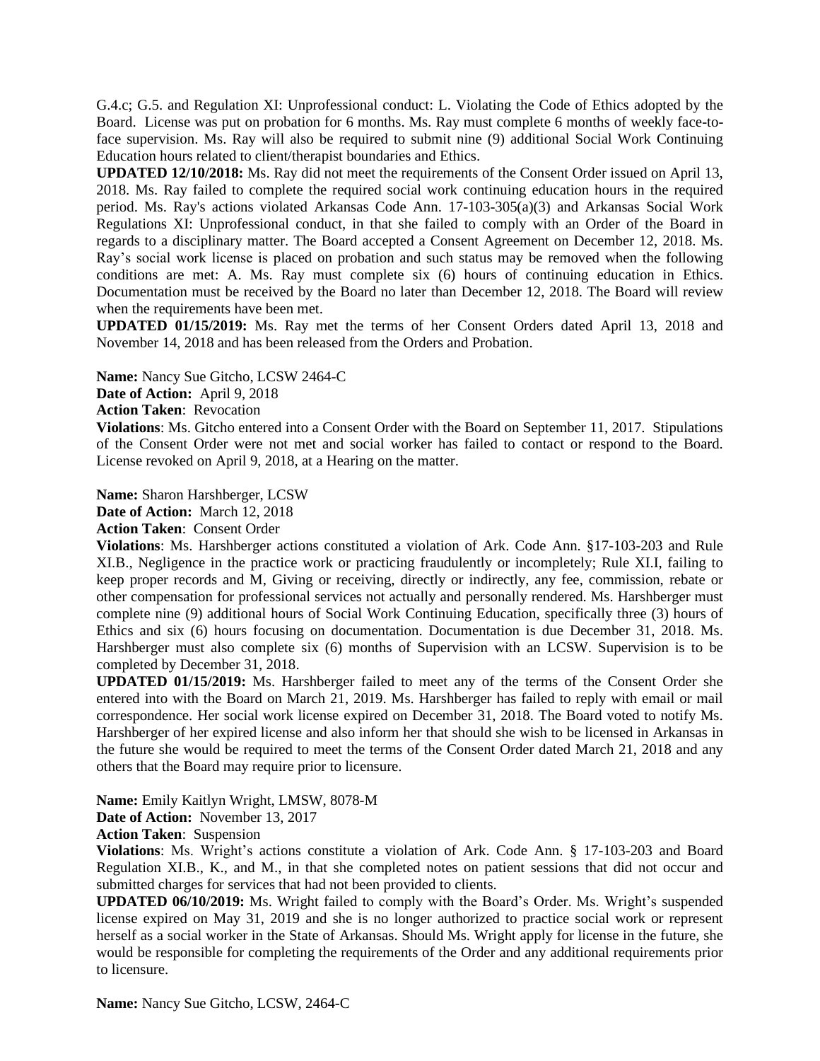G.4.c; G.5. and Regulation XI: Unprofessional conduct: L. Violating the Code of Ethics adopted by the Board. License was put on probation for 6 months. Ms. Ray must complete 6 months of weekly face-to-face supervision. Ms. Ray will also be required to submit nine (9) additional Social Work Continuing Education hours related to client/therapist boundaries and Ethics.

**UPDATED 12/10/2018:** Ms. Ray did not meet the requirements of the Consent Order issued on April 13, 2018. Ms. Ray failed to complete the required social work continuing education hours in the required period. Ms. Ray's actions violated Arkansas Code Ann. 17-103-305(a)(3) and Arkansas Social Work Regulations XI: Unprofessional conduct, in that she failed to comply with an Order of the Board in regards to a disciplinary matter. The Board accepted a Consent Agreement on December 12, 2018. Ms. Ray's social work license is placed on probation and such status may be removed when the following conditions are met: A. Ms. Ray must complete six (6) hours of continuing education in Ethics. Documentation must be received by the Board no later than December 12, 2018. The Board will review when the requirements have been met.

**UPDATED 01/15/2019:** Ms. Ray met the terms of her Consent Orders dated April 13, 2018 and November 14, 2018 and has been released from the Orders and Probation.

**Name:** Nancy Sue Gitcho, LCSW 2464-C

**Date of Action:** April 9, 2018

**Action Taken**: Revocation

**Violations**: Ms. Gitcho entered into a Consent Order with the Board on September 11, 2017. Stipulations of the Consent Order were not met and social worker has failed to contact or respond to the Board. License revoked on April 9, 2018, at a Hearing on the matter.

**Name:** Sharon Harshberger, LCSW

**Date of Action:** March 12, 2018

**Action Taken**: Consent Order

**Violations**: Ms. Harshberger actions constituted a violation of Ark. Code Ann. §17-103-203 and Rule XI.B., Negligence in the practice work or practicing fraudulently or incompletely; Rule XI.I, failing to keep proper records and M, Giving or receiving, directly or indirectly, any fee, commission, rebate or other compensation for professional services not actually and personally rendered. Ms. Harshberger must complete nine (9) additional hours of Social Work Continuing Education, specifically three (3) hours of Ethics and six (6) hours focusing on documentation. Documentation is due December 31, 2018. Ms. Harshberger must also complete six (6) months of Supervision with an LCSW. Supervision is to be completed by December 31, 2018.

**UPDATED 01/15/2019:** Ms. Harshberger failed to meet any of the terms of the Consent Order she entered into with the Board on March 21, 2019. Ms. Harshberger has failed to reply with email or mail correspondence. Her social work license expired on December 31, 2018. The Board voted to notify Ms. Harshberger of her expired license and also inform her that should she wish to be licensed in Arkansas in the future she would be required to meet the terms of the Consent Order dated March 21, 2018 and any others that the Board may require prior to licensure.

**Name:** Emily Kaitlyn Wright, LMSW, 8078-M

**Date of Action:** November 13, 2017

**Action Taken**: Suspension

**Violations**: Ms. Wright's actions constitute a violation of Ark. Code Ann. § 17-103-203 and Board Regulation XI.B., K., and M., in that she completed notes on patient sessions that did not occur and submitted charges for services that had not been provided to clients.

**UPDATED 06/10/2019:** Ms. Wright failed to comply with the Board's Order. Ms. Wright's suspended license expired on May 31, 2019 and she is no longer authorized to practice social work or represent herself as a social worker in the State of Arkansas. Should Ms. Wright apply for license in the future, she would be responsible for completing the requirements of the Order and any additional requirements prior to licensure.

**Name:** Nancy Sue Gitcho, LCSW, 2464-C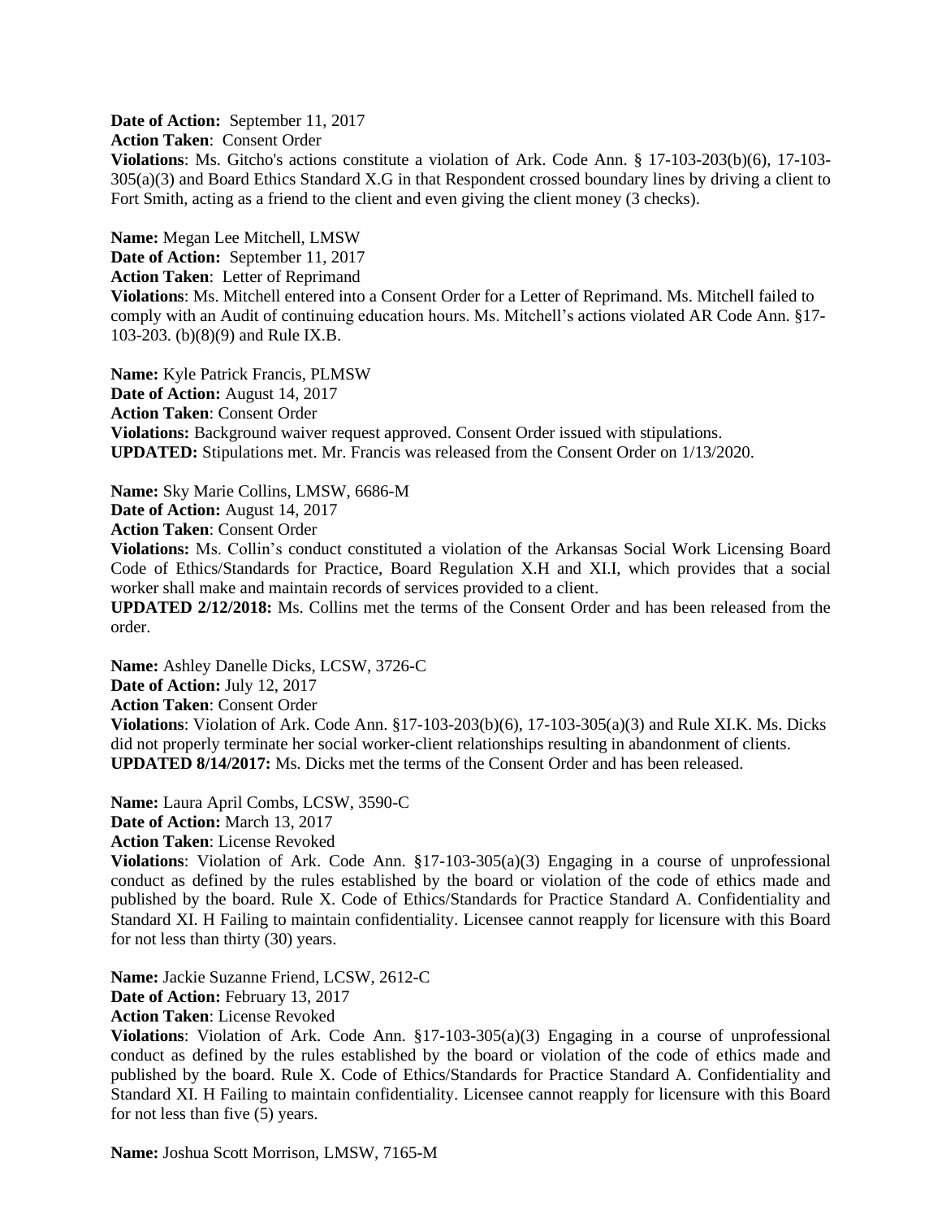**Date of Action:** September 11, 2017
**Action Taken**: Consent Order
**Violations**: Ms. Gitcho's actions constitute a violation of Ark. Code Ann. § 17-103-203(b)(6), 17-103-305(a)(3) and Board Ethics Standard X.G in that Respondent crossed boundary lines by driving a client to Fort Smith, acting as a friend to the client and even giving the client money (3 checks).

**Name:** Megan Lee Mitchell, LMSW
**Date of Action:** September 11, 2017
**Action Taken**: Letter of Reprimand
**Violations**: Ms. Mitchell entered into a Consent Order for a Letter of Reprimand. Ms. Mitchell failed to comply with an Audit of continuing education hours. Ms. Mitchell's actions violated AR Code Ann. §17-103-203. (b)(8)(9) and Rule IX.B.

**Name:** Kyle Patrick Francis, PLMSW
**Date of Action:** August 14, 2017
**Action Taken**: Consent Order
**Violations:** Background waiver request approved. Consent Order issued with stipulations.
**UPDATED:** Stipulations met. Mr. Francis was released from the Consent Order on 1/13/2020.

**Name:** Sky Marie Collins, LMSW, 6686-M
**Date of Action:** August 14, 2017
**Action Taken**: Consent Order
**Violations:** Ms. Collin's conduct constituted a violation of the Arkansas Social Work Licensing Board Code of Ethics/Standards for Practice, Board Regulation X.H and XI.I, which provides that a social worker shall make and maintain records of services provided to a client.
**UPDATED 2/12/2018:** Ms. Collins met the terms of the Consent Order and has been released from the order.

**Name:** Ashley Danelle Dicks, LCSW, 3726-C
**Date of Action:** July 12, 2017
**Action Taken**: Consent Order
**Violations**: Violation of Ark. Code Ann. §17-103-203(b)(6), 17-103-305(a)(3) and Rule XI.K. Ms. Dicks did not properly terminate her social worker-client relationships resulting in abandonment of clients.
**UPDATED 8/14/2017:** Ms. Dicks met the terms of the Consent Order and has been released.

**Name:** Laura April Combs, LCSW, 3590-C
**Date of Action:** March 13, 2017
**Action Taken**: License Revoked
**Violations**: Violation of Ark. Code Ann. §17-103-305(a)(3) Engaging in a course of unprofessional conduct as defined by the rules established by the board or violation of the code of ethics made and published by the board. Rule X. Code of Ethics/Standards for Practice Standard A. Confidentiality and Standard XI. H Failing to maintain confidentiality. Licensee cannot reapply for licensure with this Board for not less than thirty (30) years.

**Name:** Jackie Suzanne Friend, LCSW, 2612-C
**Date of Action:** February 13, 2017
**Action Taken**: License Revoked
**Violations**: Violation of Ark. Code Ann. §17-103-305(a)(3) Engaging in a course of unprofessional conduct as defined by the rules established by the board or violation of the code of ethics made and published by the board. Rule X. Code of Ethics/Standards for Practice Standard A. Confidentiality and Standard XI. H Failing to maintain confidentiality. Licensee cannot reapply for licensure with this Board for not less than five (5) years.

**Name:** Joshua Scott Morrison, LMSW, 7165-M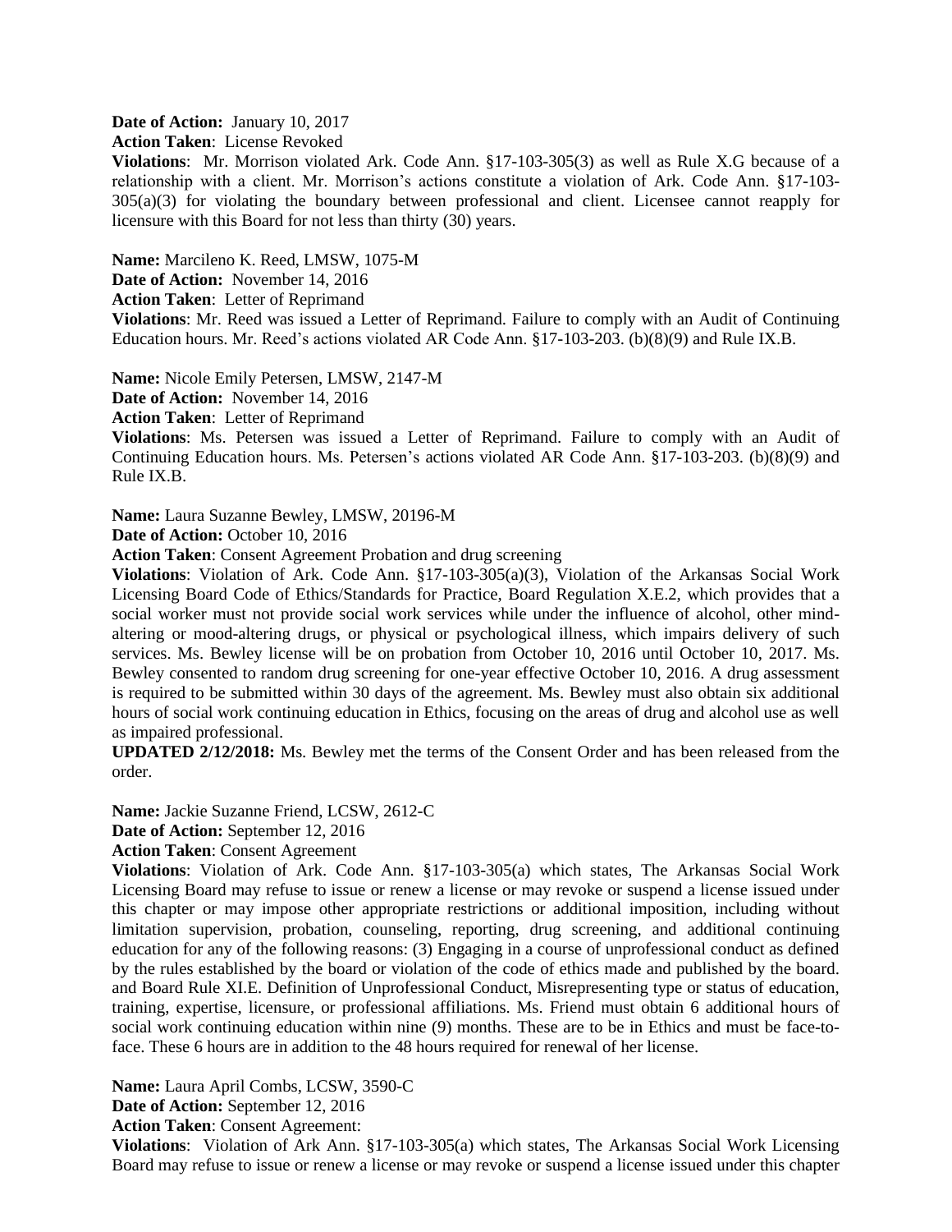**Date of Action:** January 10, 2017

**Action Taken**: License Revoked

**Violations**: Mr. Morrison violated Ark. Code Ann. §17-103-305(3) as well as Rule X.G because of a relationship with a client. Mr. Morrison's actions constitute a violation of Ark. Code Ann. §17-103-305(a)(3) for violating the boundary between professional and client. Licensee cannot reapply for licensure with this Board for not less than thirty (30) years.

**Name:** Marcileno K. Reed, LMSW, 1075-M

**Date of Action:** November 14, 2016

**Action Taken**: Letter of Reprimand

**Violations**: Mr. Reed was issued a Letter of Reprimand. Failure to comply with an Audit of Continuing Education hours. Mr. Reed's actions violated AR Code Ann. §17-103-203. (b)(8)(9) and Rule IX.B.

**Name:** Nicole Emily Petersen, LMSW, 2147-M

**Date of Action:** November 14, 2016

**Action Taken**: Letter of Reprimand

**Violations**: Ms. Petersen was issued a Letter of Reprimand. Failure to comply with an Audit of Continuing Education hours. Ms. Petersen's actions violated AR Code Ann. §17-103-203. (b)(8)(9) and Rule IX.B.

**Name:** Laura Suzanne Bewley, LMSW, 20196-M

**Date of Action:** October 10, 2016

**Action Taken**: Consent Agreement Probation and drug screening

**Violations**: Violation of Ark. Code Ann. §17-103-305(a)(3), Violation of the Arkansas Social Work Licensing Board Code of Ethics/Standards for Practice, Board Regulation X.E.2, which provides that a social worker must not provide social work services while under the influence of alcohol, other mind-altering or mood-altering drugs, or physical or psychological illness, which impairs delivery of such services. Ms. Bewley license will be on probation from October 10, 2016 until October 10, 2017. Ms. Bewley consented to random drug screening for one-year effective October 10, 2016. A drug assessment is required to be submitted within 30 days of the agreement. Ms. Bewley must also obtain six additional hours of social work continuing education in Ethics, focusing on the areas of drug and alcohol use as well as impaired professional.

**UPDATED 2/12/2018:** Ms. Bewley met the terms of the Consent Order and has been released from the order.

**Name:** Jackie Suzanne Friend, LCSW, 2612-C

**Date of Action:** September 12, 2016

**Action Taken**: Consent Agreement

**Violations**: Violation of Ark. Code Ann. §17-103-305(a) which states, The Arkansas Social Work Licensing Board may refuse to issue or renew a license or may revoke or suspend a license issued under this chapter or may impose other appropriate restrictions or additional imposition, including without limitation supervision, probation, counseling, reporting, drug screening, and additional continuing education for any of the following reasons: (3) Engaging in a course of unprofessional conduct as defined by the rules established by the board or violation of the code of ethics made and published by the board. and Board Rule XI.E. Definition of Unprofessional Conduct, Misrepresenting type or status of education, training, expertise, licensure, or professional affiliations. Ms. Friend must obtain 6 additional hours of social work continuing education within nine (9) months. These are to be in Ethics and must be face-to-face. These 6 hours are in addition to the 48 hours required for renewal of her license.

**Name:** Laura April Combs, LCSW, 3590-C

**Date of Action:** September 12, 2016

**Action Taken**: Consent Agreement:

**Violations**: Violation of Ark Ann. §17-103-305(a) which states, The Arkansas Social Work Licensing Board may refuse to issue or renew a license or may revoke or suspend a license issued under this chapter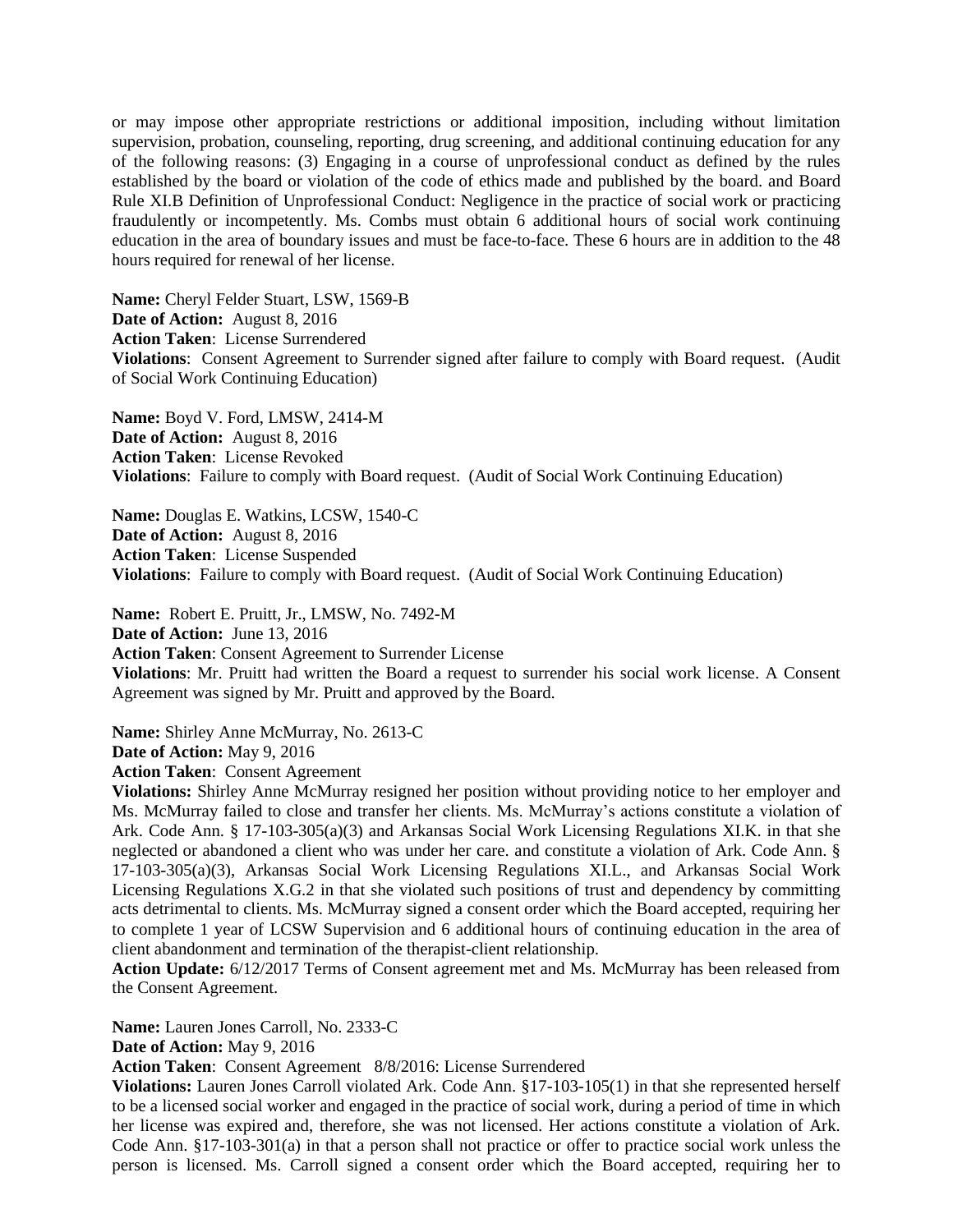or may impose other appropriate restrictions or additional imposition, including without limitation supervision, probation, counseling, reporting, drug screening, and additional continuing education for any of the following reasons: (3) Engaging in a course of unprofessional conduct as defined by the rules established by the board or violation of the code of ethics made and published by the board. and Board Rule XI.B Definition of Unprofessional Conduct: Negligence in the practice of social work or practicing fraudulently or incompetently. Ms. Combs must obtain 6 additional hours of social work continuing education in the area of boundary issues and must be face-to-face. These 6 hours are in addition to the 48 hours required for renewal of her license.

**Name:** Cheryl Felder Stuart, LSW, 1569-B
**Date of Action:** August 8, 2016
**Action Taken**: License Surrendered
**Violations**: Consent Agreement to Surrender signed after failure to comply with Board request. (Audit of Social Work Continuing Education)

**Name:** Boyd V. Ford, LMSW, 2414-M
**Date of Action:** August 8, 2016
**Action Taken**: License Revoked
**Violations**: Failure to comply with Board request. (Audit of Social Work Continuing Education)

**Name:** Douglas E. Watkins, LCSW, 1540-C
**Date of Action:** August 8, 2016
**Action Taken**: License Suspended
**Violations**: Failure to comply with Board request. (Audit of Social Work Continuing Education)

**Name:** Robert E. Pruitt, Jr., LMSW, No. 7492-M
**Date of Action:** June 13, 2016
**Action Taken**: Consent Agreement to Surrender License
**Violations**: Mr. Pruitt had written the Board a request to surrender his social work license. A Consent Agreement was signed by Mr. Pruitt and approved by the Board.

**Name:** Shirley Anne McMurray, No. 2613-C
**Date of Action:** May 9, 2016
**Action Taken**: Consent Agreement
**Violations:** Shirley Anne McMurray resigned her position without providing notice to her employer and Ms. McMurray failed to close and transfer her clients. Ms. McMurray's actions constitute a violation of Ark. Code Ann. § 17-103-305(a)(3) and Arkansas Social Work Licensing Regulations XI.K. in that she neglected or abandoned a client who was under her care. and constitute a violation of Ark. Code Ann. § 17-103-305(a)(3), Arkansas Social Work Licensing Regulations XI.L., and Arkansas Social Work Licensing Regulations X.G.2 in that she violated such positions of trust and dependency by committing acts detrimental to clients. Ms. McMurray signed a consent order which the Board accepted, requiring her to complete 1 year of LCSW Supervision and 6 additional hours of continuing education in the area of client abandonment and termination of the therapist-client relationship.
**Action Update:** 6/12/2017 Terms of Consent agreement met and Ms. McMurray has been released from the Consent Agreement.

**Name:** Lauren Jones Carroll, No. 2333-C
**Date of Action:** May 9, 2016
**Action Taken**: Consent Agreement 8/8/2016: License Surrendered
**Violations:** Lauren Jones Carroll violated Ark. Code Ann. §17-103-105(1) in that she represented herself to be a licensed social worker and engaged in the practice of social work, during a period of time in which her license was expired and, therefore, she was not licensed. Her actions constitute a violation of Ark. Code Ann. §17-103-301(a) in that a person shall not practice or offer to practice social work unless the person is licensed. Ms. Carroll signed a consent order which the Board accepted, requiring her to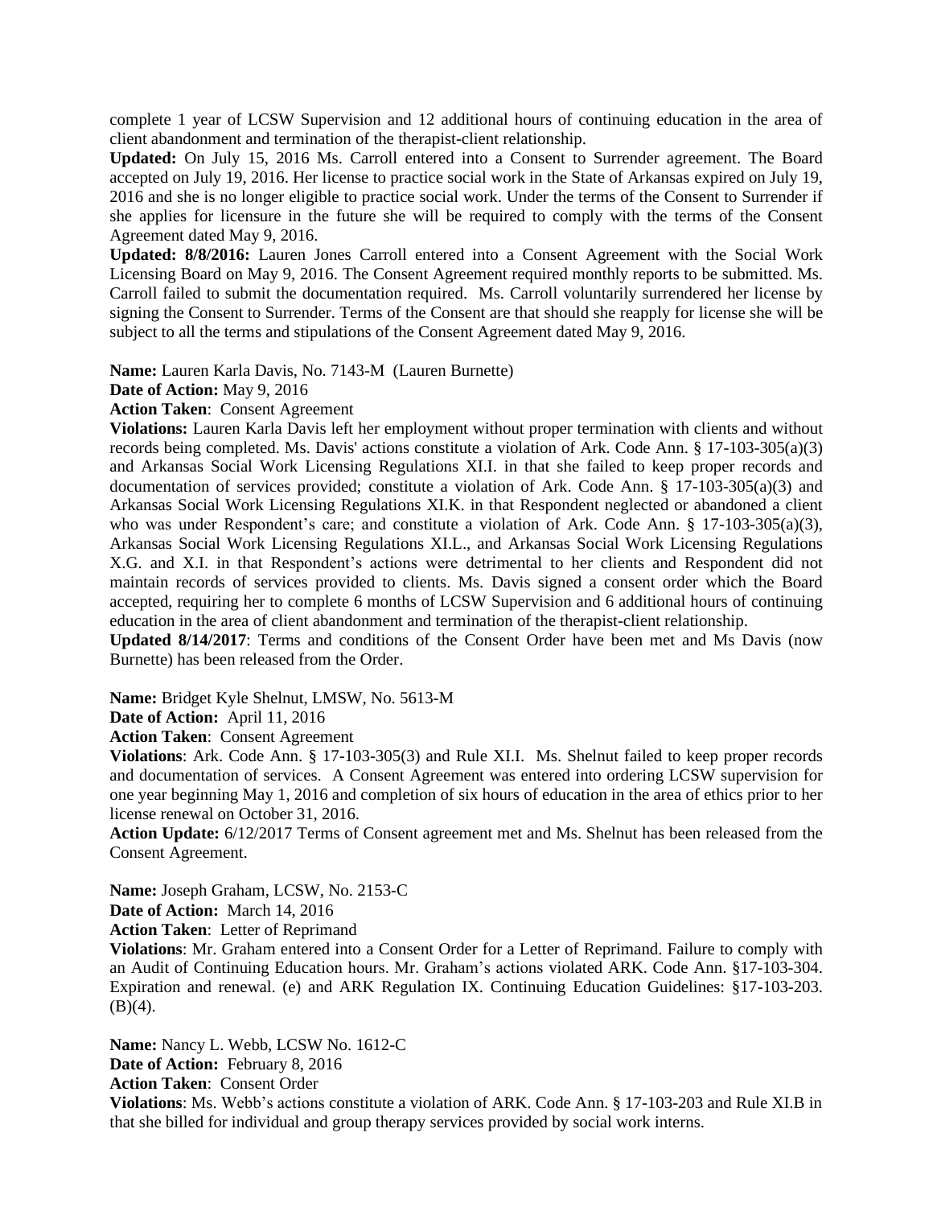complete 1 year of LCSW Supervision and 12 additional hours of continuing education in the area of client abandonment and termination of the therapist-client relationship.

**Updated:** On July 15, 2016 Ms. Carroll entered into a Consent to Surrender agreement. The Board accepted on July 19, 2016. Her license to practice social work in the State of Arkansas expired on July 19, 2016 and she is no longer eligible to practice social work. Under the terms of the Consent to Surrender if she applies for licensure in the future she will be required to comply with the terms of the Consent Agreement dated May 9, 2016.

**Updated: 8/8/2016:** Lauren Jones Carroll entered into a Consent Agreement with the Social Work Licensing Board on May 9, 2016. The Consent Agreement required monthly reports to be submitted. Ms. Carroll failed to submit the documentation required. Ms. Carroll voluntarily surrendered her license by signing the Consent to Surrender. Terms of the Consent are that should she reapply for license she will be subject to all the terms and stipulations of the Consent Agreement dated May 9, 2016.

**Name:** Lauren Karla Davis, No. 7143-M (Lauren Burnette)
**Date of Action:** May 9, 2016
**Action Taken**: Consent Agreement
**Violations:** Lauren Karla Davis left her employment without proper termination with clients and without records being completed. Ms. Davis' actions constitute a violation of Ark. Code Ann. § 17-103-305(a)(3) and Arkansas Social Work Licensing Regulations XI.I. in that she failed to keep proper records and documentation of services provided; constitute a violation of Ark. Code Ann. § 17-103-305(a)(3) and Arkansas Social Work Licensing Regulations XI.K. in that Respondent neglected or abandoned a client who was under Respondent's care; and constitute a violation of Ark. Code Ann. § 17-103-305(a)(3), Arkansas Social Work Licensing Regulations XI.L., and Arkansas Social Work Licensing Regulations X.G. and X.I. in that Respondent's actions were detrimental to her clients and Respondent did not maintain records of services provided to clients. Ms. Davis signed a consent order which the Board accepted, requiring her to complete 6 months of LCSW Supervision and 6 additional hours of continuing education in the area of client abandonment and termination of the therapist-client relationship.

**Updated 8/14/2017**: Terms and conditions of the Consent Order have been met and Ms Davis (now Burnette) has been released from the Order.

**Name:** Bridget Kyle Shelnut, LMSW, No. 5613-M
**Date of Action:** April 11, 2016
**Action Taken**: Consent Agreement
**Violations**: Ark. Code Ann. § 17-103-305(3) and Rule XI.I. Ms. Shelnut failed to keep proper records and documentation of services. A Consent Agreement was entered into ordering LCSW supervision for one year beginning May 1, 2016 and completion of six hours of education in the area of ethics prior to her license renewal on October 31, 2016.

**Action Update:** 6/12/2017 Terms of Consent agreement met and Ms. Shelnut has been released from the Consent Agreement.

**Name:** Joseph Graham, LCSW, No. 2153-C
**Date of Action:** March 14, 2016
**Action Taken**: Letter of Reprimand
**Violations**: Mr. Graham entered into a Consent Order for a Letter of Reprimand. Failure to comply with an Audit of Continuing Education hours. Mr. Graham's actions violated ARK. Code Ann. §17-103-304. Expiration and renewal. (e) and ARK Regulation IX. Continuing Education Guidelines: §17-103-203. (B)(4).

**Name:** Nancy L. Webb, LCSW No. 1612-C
**Date of Action:** February 8, 2016
**Action Taken**: Consent Order
**Violations**: Ms. Webb's actions constitute a violation of ARK. Code Ann. § 17-103-203 and Rule XI.B in that she billed for individual and group therapy services provided by social work interns.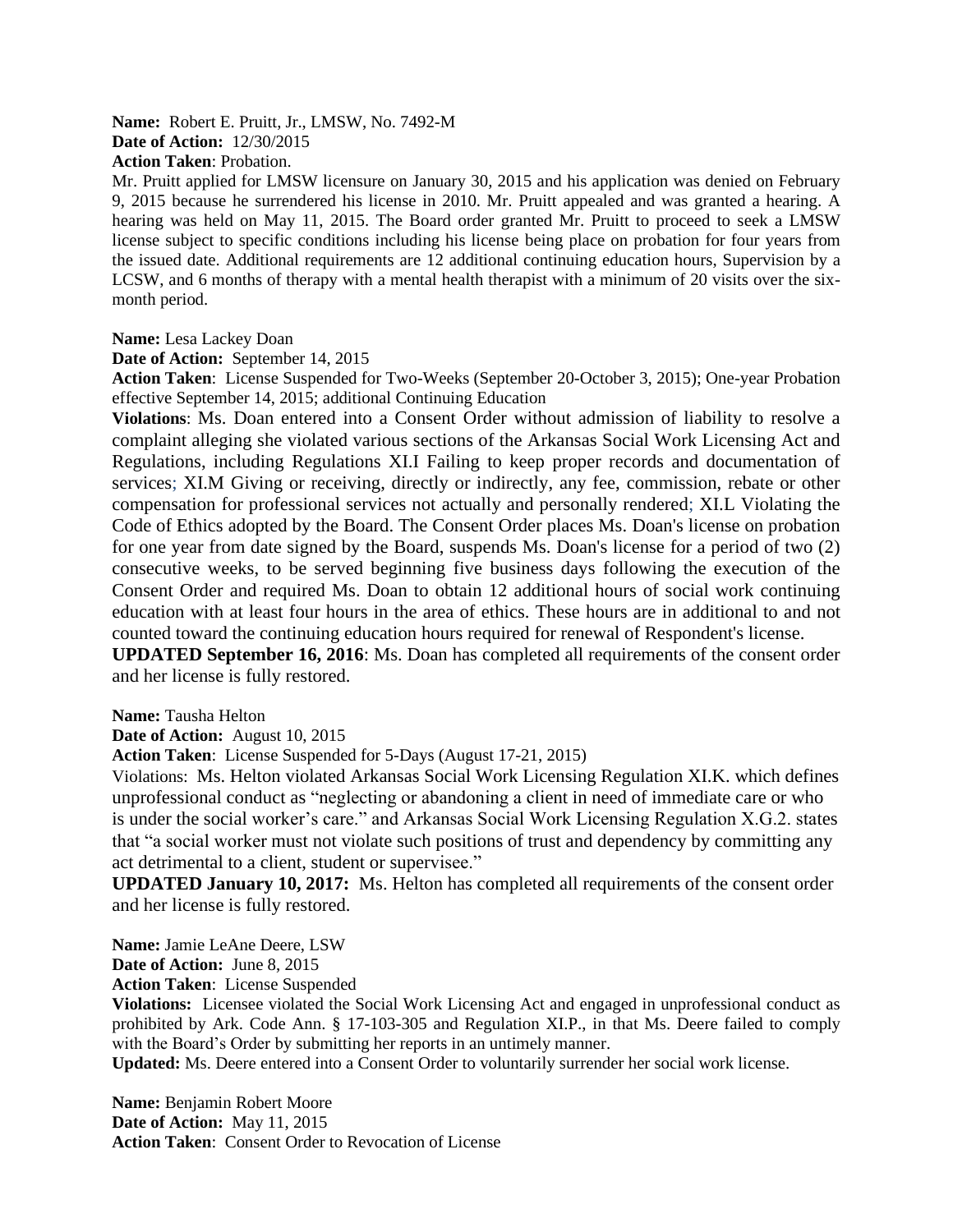**Name:** Robert E. Pruitt, Jr., LMSW, No. 7492-M
**Date of Action:** 12/30/2015
**Action Taken**: Probation.
Mr. Pruitt applied for LMSW licensure on January 30, 2015 and his application was denied on February 9, 2015 because he surrendered his license in 2010. Mr. Pruitt appealed and was granted a hearing. A hearing was held on May 11, 2015. The Board order granted Mr. Pruitt to proceed to seek a LMSW license subject to specific conditions including his license being place on probation for four years from the issued date. Additional requirements are 12 additional continuing education hours, Supervision by a LCSW, and 6 months of therapy with a mental health therapist with a minimum of 20 visits over the six-month period.

**Name:** Lesa Lackey Doan
**Date of Action:** September 14, 2015
**Action Taken**: License Suspended for Two-Weeks (September 20-October 3, 2015); One-year Probation effective September 14, 2015; additional Continuing Education
**Violations**: Ms. Doan entered into a Consent Order without admission of liability to resolve a complaint alleging she violated various sections of the Arkansas Social Work Licensing Act and Regulations, including Regulations XI.I Failing to keep proper records and documentation of services; XI.M Giving or receiving, directly or indirectly, any fee, commission, rebate or other compensation for professional services not actually and personally rendered; XI.L Violating the Code of Ethics adopted by the Board. The Consent Order places Ms. Doan's license on probation for one year from date signed by the Board, suspends Ms. Doan's license for a period of two (2) consecutive weeks, to be served beginning five business days following the execution of the Consent Order and required Ms. Doan to obtain 12 additional hours of social work continuing education with at least four hours in the area of ethics. These hours are in additional to and not counted toward the continuing education hours required for renewal of Respondent's license.
**UPDATED September 16, 2016**: Ms. Doan has completed all requirements of the consent order and her license is fully restored.

**Name:** Tausha Helton
**Date of Action:** August 10, 2015
**Action Taken**: License Suspended for 5-Days (August 17-21, 2015)
Violations: Ms. Helton violated Arkansas Social Work Licensing Regulation XI.K. which defines unprofessional conduct as "neglecting or abandoning a client in need of immediate care or who is under the social worker's care." and Arkansas Social Work Licensing Regulation X.G.2. states that "a social worker must not violate such positions of trust and dependency by committing any act detrimental to a client, student or supervisee."
**UPDATED January 10, 2017:** Ms. Helton has completed all requirements of the consent order and her license is fully restored.

**Name:** Jamie LeAne Deere, LSW
**Date of Action:** June 8, 2015
**Action Taken**: License Suspended
**Violations:** Licensee violated the Social Work Licensing Act and engaged in unprofessional conduct as prohibited by Ark. Code Ann. § 17-103-305 and Regulation XI.P., in that Ms. Deere failed to comply with the Board's Order by submitting her reports in an untimely manner.
**Updated:** Ms. Deere entered into a Consent Order to voluntarily surrender her social work license.

**Name:** Benjamin Robert Moore
**Date of Action:** May 11, 2015
**Action Taken**: Consent Order to Revocation of License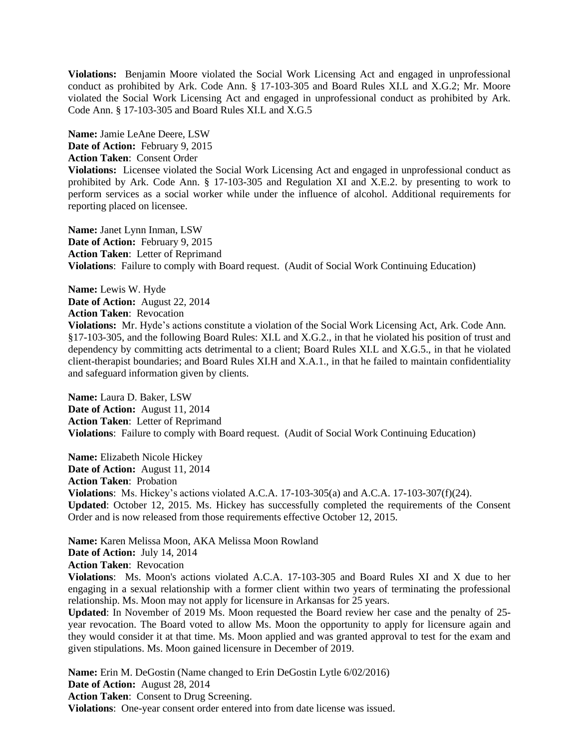**Violations:** Benjamin Moore violated the Social Work Licensing Act and engaged in unprofessional conduct as prohibited by Ark. Code Ann. § 17-103-305 and Board Rules XI.L and X.G.2; Mr. Moore violated the Social Work Licensing Act and engaged in unprofessional conduct as prohibited by Ark. Code Ann. § 17-103-305 and Board Rules XI.L and X.G.5

**Name:** Jamie LeAne Deere, LSW
**Date of Action:** February 9, 2015
**Action Taken**: Consent Order
**Violations:** Licensee violated the Social Work Licensing Act and engaged in unprofessional conduct as prohibited by Ark. Code Ann. § 17-103-305 and Regulation XI and X.E.2. by presenting to work to perform services as a social worker while under the influence of alcohol. Additional requirements for reporting placed on licensee.

**Name:** Janet Lynn Inman, LSW
**Date of Action:** February 9, 2015
**Action Taken**: Letter of Reprimand
**Violations**: Failure to comply with Board request. (Audit of Social Work Continuing Education)

**Name:** Lewis W. Hyde
**Date of Action:** August 22, 2014
**Action Taken**: Revocation
**Violations:** Mr. Hyde's actions constitute a violation of the Social Work Licensing Act, Ark. Code Ann. §17-103-305, and the following Board Rules: XI.L and X.G.2., in that he violated his position of trust and dependency by committing acts detrimental to a client; Board Rules XI.L and X.G.5., in that he violated client-therapist boundaries; and Board Rules XI.H and X.A.1., in that he failed to maintain confidentiality and safeguard information given by clients.

**Name:** Laura D. Baker, LSW
**Date of Action:** August 11, 2014
**Action Taken**: Letter of Reprimand
**Violations**: Failure to comply with Board request. (Audit of Social Work Continuing Education)

**Name:** Elizabeth Nicole Hickey
**Date of Action:** August 11, 2014
**Action Taken**: Probation
**Violations**: Ms. Hickey's actions violated A.C.A. 17-103-305(a) and A.C.A. 17-103-307(f)(24).
**Updated**: October 12, 2015. Ms. Hickey has successfully completed the requirements of the Consent Order and is now released from those requirements effective October 12, 2015.

**Name:** Karen Melissa Moon, AKA Melissa Moon Rowland
**Date of Action:** July 14, 2014
**Action Taken**: Revocation
**Violations**: Ms. Moon's actions violated A.C.A. 17-103-305 and Board Rules XI and X due to her engaging in a sexual relationship with a former client within two years of terminating the professional relationship. Ms. Moon may not apply for licensure in Arkansas for 25 years.
**Updated**: In November of 2019 Ms. Moon requested the Board review her case and the penalty of 25-year revocation. The Board voted to allow Ms. Moon the opportunity to apply for licensure again and they would consider it at that time. Ms. Moon applied and was granted approval to test for the exam and given stipulations. Ms. Moon gained licensure in December of 2019.

**Name:** Erin M. DeGostin (Name changed to Erin DeGostin Lytle 6/02/2016)
**Date of Action:** August 28, 2014
**Action Taken**: Consent to Drug Screening.
**Violations**: One-year consent order entered into from date license was issued.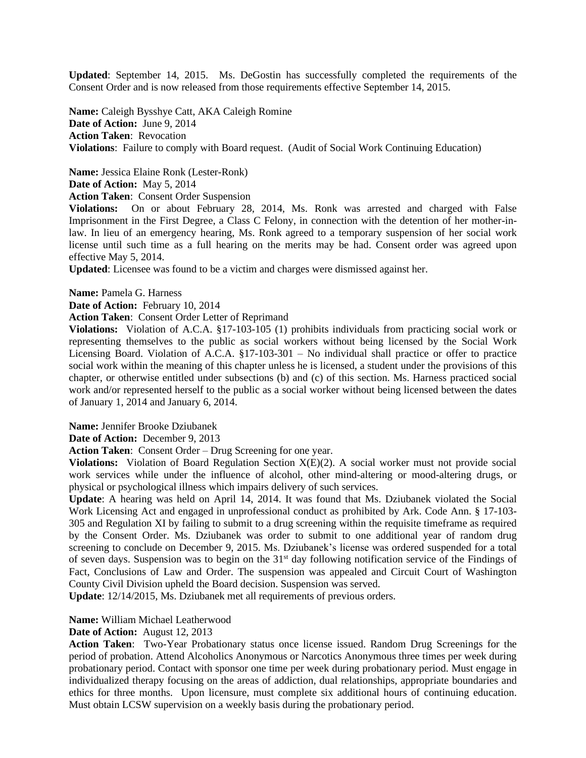**Updated**: September 14, 2015. Ms. DeGostin has successfully completed the requirements of the Consent Order and is now released from those requirements effective September 14, 2015.

**Name:** Caleigh Bysshye Catt, AKA Caleigh Romine
**Date of Action:** June 9, 2014
**Action Taken**: Revocation
**Violations**: Failure to comply with Board request. (Audit of Social Work Continuing Education)

**Name:** Jessica Elaine Ronk (Lester-Ronk)
**Date of Action:** May 5, 2014
**Action Taken**: Consent Order Suspension
**Violations:** On or about February 28, 2014, Ms. Ronk was arrested and charged with False Imprisonment in the First Degree, a Class C Felony, in connection with the detention of her mother-in-law. In lieu of an emergency hearing, Ms. Ronk agreed to a temporary suspension of her social work license until such time as a full hearing on the merits may be had. Consent order was agreed upon effective May 5, 2014.
**Updated**: Licensee was found to be a victim and charges were dismissed against her.

**Name:** Pamela G. Harness
**Date of Action:** February 10, 2014
**Action Taken**: Consent Order Letter of Reprimand
**Violations:** Violation of A.C.A. §17-103-105 (1) prohibits individuals from practicing social work or representing themselves to the public as social workers without being licensed by the Social Work Licensing Board. Violation of A.C.A. §17-103-301 – No individual shall practice or offer to practice social work within the meaning of this chapter unless he is licensed, a student under the provisions of this chapter, or otherwise entitled under subsections (b) and (c) of this section. Ms. Harness practiced social work and/or represented herself to the public as a social worker without being licensed between the dates of January 1, 2014 and January 6, 2014.

**Name:** Jennifer Brooke Dziubanek
**Date of Action:** December 9, 2013
**Action Taken**: Consent Order – Drug Screening for one year.
**Violations:** Violation of Board Regulation Section X(E)(2). A social worker must not provide social work services while under the influence of alcohol, other mind-altering or mood-altering drugs, or physical or psychological illness which impairs delivery of such services.
**Update**: A hearing was held on April 14, 2014. It was found that Ms. Dziubanek violated the Social Work Licensing Act and engaged in unprofessional conduct as prohibited by Ark. Code Ann. § 17-103-305 and Regulation XI by failing to submit to a drug screening within the requisite timeframe as required by the Consent Order. Ms. Dziubanek was order to submit to one additional year of random drug screening to conclude on December 9, 2015. Ms. Dziubanek's license was ordered suspended for a total of seven days. Suspension was to begin on the 31st day following notification service of the Findings of Fact, Conclusions of Law and Order. The suspension was appealed and Circuit Court of Washington County Civil Division upheld the Board decision. Suspension was served.
**Update**: 12/14/2015, Ms. Dziubanek met all requirements of previous orders.

**Name:** William Michael Leatherwood
**Date of Action:** August 12, 2013
**Action Taken**: Two-Year Probationary status once license issued. Random Drug Screenings for the period of probation. Attend Alcoholics Anonymous or Narcotics Anonymous three times per week during probationary period. Contact with sponsor one time per week during probationary period. Must engage in individualized therapy focusing on the areas of addiction, dual relationships, appropriate boundaries and ethics for three months. Upon licensure, must complete six additional hours of continuing education. Must obtain LCSW supervision on a weekly basis during the probationary period.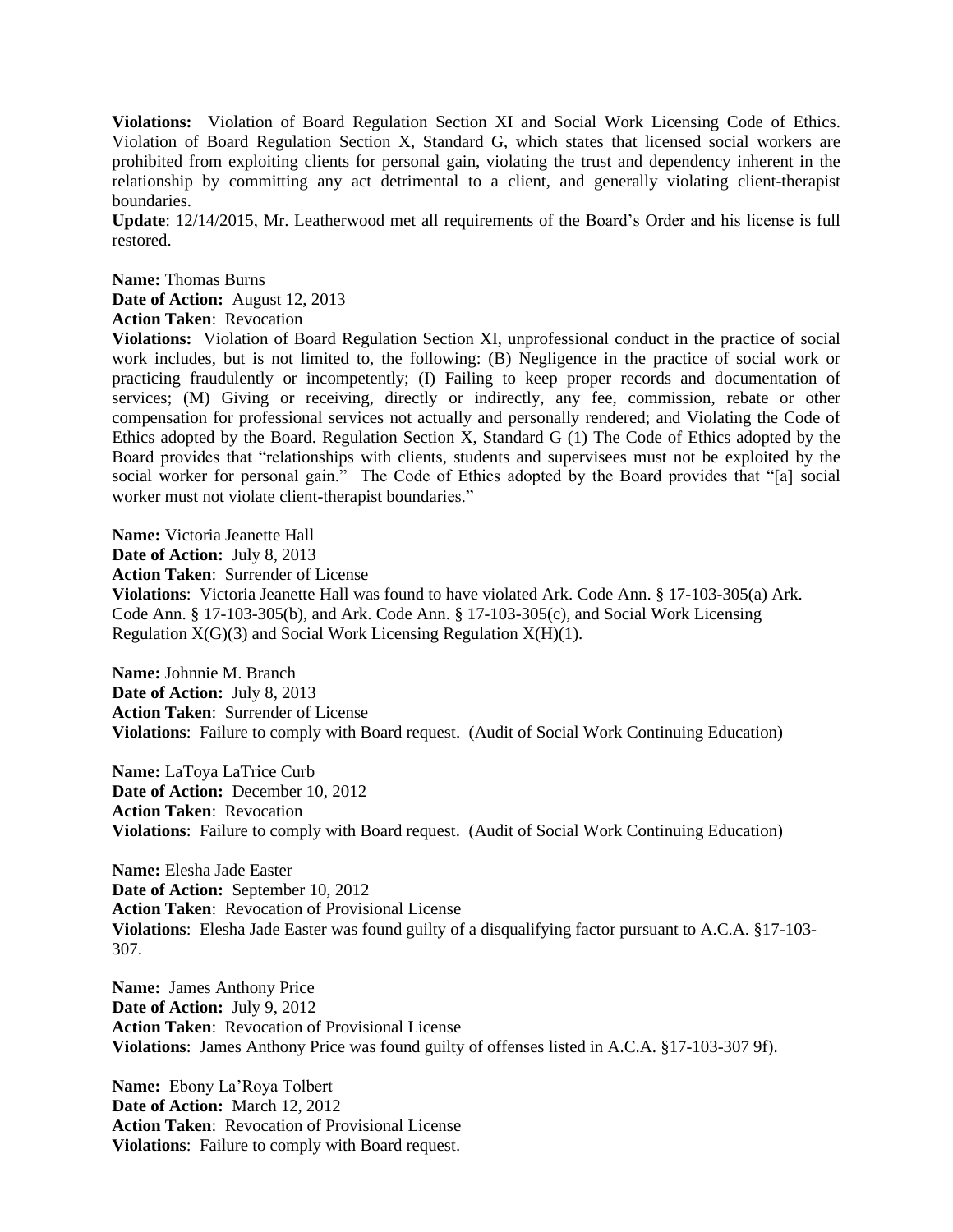**Violations:** Violation of Board Regulation Section XI and Social Work Licensing Code of Ethics. Violation of Board Regulation Section X, Standard G, which states that licensed social workers are prohibited from exploiting clients for personal gain, violating the trust and dependency inherent in the relationship by committing any act detrimental to a client, and generally violating client-therapist boundaries.

**Update**: 12/14/2015, Mr. Leatherwood met all requirements of the Board's Order and his license is full restored.

**Name:** Thomas Burns
**Date of Action:** August 12, 2013
**Action Taken**: Revocation
**Violations:** Violation of Board Regulation Section XI, unprofessional conduct in the practice of social work includes, but is not limited to, the following: (B) Negligence in the practice of social work or practicing fraudulently or incompetently; (I) Failing to keep proper records and documentation of services; (M) Giving or receiving, directly or indirectly, any fee, commission, rebate or other compensation for professional services not actually and personally rendered; and Violating the Code of Ethics adopted by the Board. Regulation Section X, Standard G (1) The Code of Ethics adopted by the Board provides that "relationships with clients, students and supervisees must not be exploited by the social worker for personal gain." The Code of Ethics adopted by the Board provides that "[a] social worker must not violate client-therapist boundaries."

**Name:** Victoria Jeanette Hall
**Date of Action:** July 8, 2013
**Action Taken**: Surrender of License
**Violations**: Victoria Jeanette Hall was found to have violated Ark. Code Ann. § 17-103-305(a) Ark. Code Ann. § 17-103-305(b), and Ark. Code Ann. § 17-103-305(c), and Social Work Licensing Regulation X(G)(3) and Social Work Licensing Regulation X(H)(1).

**Name:** Johnnie M. Branch
**Date of Action:** July 8, 2013
**Action Taken**: Surrender of License
**Violations**: Failure to comply with Board request. (Audit of Social Work Continuing Education)

**Name:** LaToya LaTrice Curb
**Date of Action:** December 10, 2012
**Action Taken**: Revocation
**Violations**: Failure to comply with Board request. (Audit of Social Work Continuing Education)

**Name:** Elesha Jade Easter
**Date of Action:** September 10, 2012
**Action Taken**: Revocation of Provisional License
**Violations**: Elesha Jade Easter was found guilty of a disqualifying factor pursuant to A.C.A. §17-103-307.

**Name:** James Anthony Price
**Date of Action:** July 9, 2012
**Action Taken**: Revocation of Provisional License
**Violations**: James Anthony Price was found guilty of offenses listed in A.C.A. §17-103-307 9f).

**Name:** Ebony La'Roya Tolbert
**Date of Action:** March 12, 2012
**Action Taken**: Revocation of Provisional License
**Violations**: Failure to comply with Board request.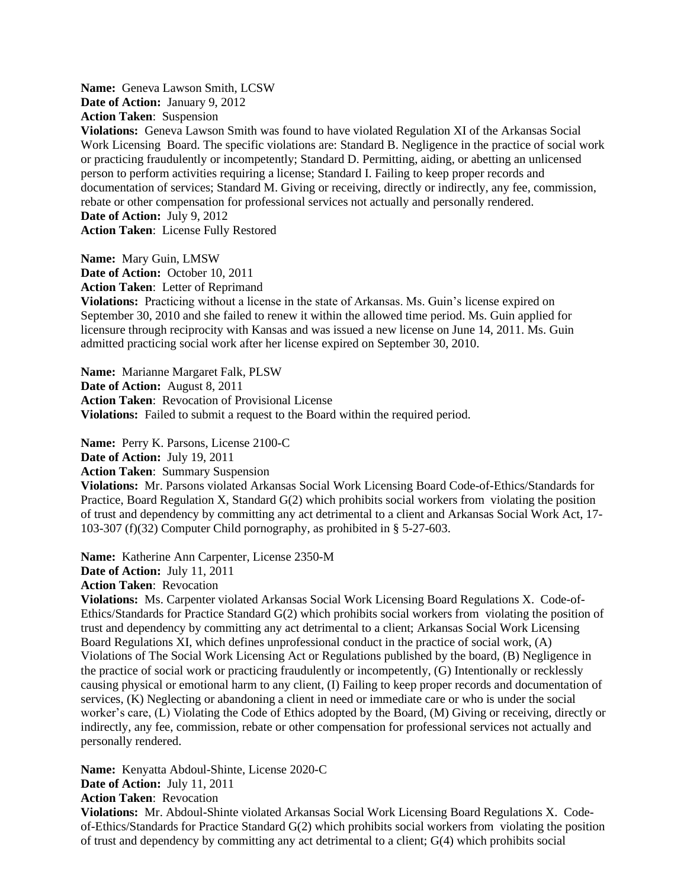**Name:** Geneva Lawson Smith, LCSW
**Date of Action:** January 9, 2012
**Action Taken**: Suspension
**Violations:** Geneva Lawson Smith was found to have violated Regulation XI of the Arkansas Social Work Licensing Board. The specific violations are: Standard B. Negligence in the practice of social work or practicing fraudulently or incompetently; Standard D. Permitting, aiding, or abetting an unlicensed person to perform activities requiring a license; Standard I. Failing to keep proper records and documentation of services; Standard M. Giving or receiving, directly or indirectly, any fee, commission, rebate or other compensation for professional services not actually and personally rendered.
**Date of Action:** July 9, 2012
**Action Taken**: License Fully Restored

**Name:** Mary Guin, LMSW
**Date of Action:** October 10, 2011
**Action Taken**: Letter of Reprimand
**Violations:** Practicing without a license in the state of Arkansas. Ms. Guin's license expired on September 30, 2010 and she failed to renew it within the allowed time period. Ms. Guin applied for licensure through reciprocity with Kansas and was issued a new license on June 14, 2011. Ms. Guin admitted practicing social work after her license expired on September 30, 2010.

**Name:** Marianne Margaret Falk, PLSW
**Date of Action:** August 8, 2011
**Action Taken**: Revocation of Provisional License
**Violations:** Failed to submit a request to the Board within the required period.

**Name:** Perry K. Parsons, License 2100-C
**Date of Action:** July 19, 2011
**Action Taken**: Summary Suspension
**Violations:** Mr. Parsons violated Arkansas Social Work Licensing Board Code-of-Ethics/Standards for Practice, Board Regulation X, Standard G(2) which prohibits social workers from violating the position of trust and dependency by committing any act detrimental to a client and Arkansas Social Work Act, 17-103-307 (f)(32) Computer Child pornography, as prohibited in § 5-27-603.

**Name:** Katherine Ann Carpenter, License 2350-M
**Date of Action:** July 11, 2011
**Action Taken**: Revocation
**Violations:** Ms. Carpenter violated Arkansas Social Work Licensing Board Regulations X. Code-of-Ethics/Standards for Practice Standard G(2) which prohibits social workers from violating the position of trust and dependency by committing any act detrimental to a client; Arkansas Social Work Licensing Board Regulations XI, which defines unprofessional conduct in the practice of social work, (A) Violations of The Social Work Licensing Act or Regulations published by the board, (B) Negligence in the practice of social work or practicing fraudulently or incompetently, (G) Intentionally or recklessly causing physical or emotional harm to any client, (I) Failing to keep proper records and documentation of services, (K) Neglecting or abandoning a client in need or immediate care or who is under the social worker's care, (L) Violating the Code of Ethics adopted by the Board, (M) Giving or receiving, directly or indirectly, any fee, commission, rebate or other compensation for professional services not actually and personally rendered.

**Name:** Kenyatta Abdoul-Shinte, License 2020-C
**Date of Action:** July 11, 2011
**Action Taken**: Revocation
**Violations:** Mr. Abdoul-Shinte violated Arkansas Social Work Licensing Board Regulations X. Code-of-Ethics/Standards for Practice Standard G(2) which prohibits social workers from violating the position of trust and dependency by committing any act detrimental to a client; G(4) which prohibits social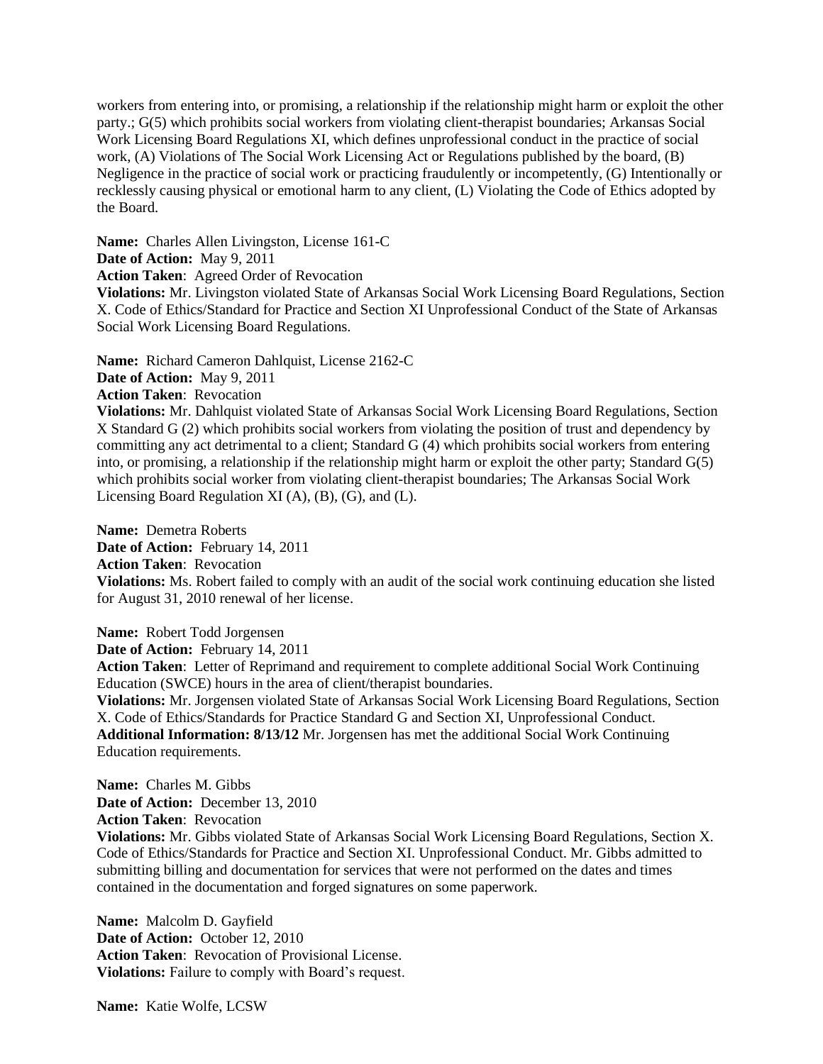workers from entering into, or promising, a relationship if the relationship might harm or exploit the other party.; G(5) which prohibits social workers from violating client-therapist boundaries; Arkansas Social Work Licensing Board Regulations XI, which defines unprofessional conduct in the practice of social work, (A) Violations of The Social Work Licensing Act or Regulations published by the board, (B) Negligence in the practice of social work or practicing fraudulently or incompetently, (G) Intentionally or recklessly causing physical or emotional harm to any client, (L) Violating the Code of Ethics adopted by the Board.

**Name:** Charles Allen Livingston, License 161-C
**Date of Action:** May 9, 2011
**Action Taken**: Agreed Order of Revocation
**Violations:** Mr. Livingston violated State of Arkansas Social Work Licensing Board Regulations, Section X. Code of Ethics/Standard for Practice and Section XI Unprofessional Conduct of the State of Arkansas Social Work Licensing Board Regulations.

**Name:** Richard Cameron Dahlquist, License 2162-C
**Date of Action:** May 9, 2011
**Action Taken**: Revocation
**Violations:** Mr. Dahlquist violated State of Arkansas Social Work Licensing Board Regulations, Section X Standard G (2) which prohibits social workers from violating the position of trust and dependency by committing any act detrimental to a client; Standard G (4) which prohibits social workers from entering into, or promising, a relationship if the relationship might harm or exploit the other party; Standard G(5) which prohibits social worker from violating client-therapist boundaries; The Arkansas Social Work Licensing Board Regulation XI (A), (B), (G), and (L).

**Name:** Demetra Roberts
**Date of Action:** February 14, 2011
**Action Taken**: Revocation
**Violations:** Ms. Robert failed to comply with an audit of the social work continuing education she listed for August 31, 2010 renewal of her license.

**Name:** Robert Todd Jorgensen
**Date of Action:** February 14, 2011
**Action Taken**: Letter of Reprimand and requirement to complete additional Social Work Continuing Education (SWCE) hours in the area of client/therapist boundaries.
**Violations:** Mr. Jorgensen violated State of Arkansas Social Work Licensing Board Regulations, Section X. Code of Ethics/Standards for Practice Standard G and Section XI, Unprofessional Conduct.
**Additional Information: 8/13/12** Mr. Jorgensen has met the additional Social Work Continuing Education requirements.

**Name:** Charles M. Gibbs
**Date of Action:** December 13, 2010
**Action Taken**: Revocation
**Violations:** Mr. Gibbs violated State of Arkansas Social Work Licensing Board Regulations, Section X. Code of Ethics/Standards for Practice and Section XI. Unprofessional Conduct. Mr. Gibbs admitted to submitting billing and documentation for services that were not performed on the dates and times contained in the documentation and forged signatures on some paperwork.

**Name:** Malcolm D. Gayfield
**Date of Action:** October 12, 2010
**Action Taken**: Revocation of Provisional License.
**Violations:** Failure to comply with Board's request.

**Name:** Katie Wolfe, LCSW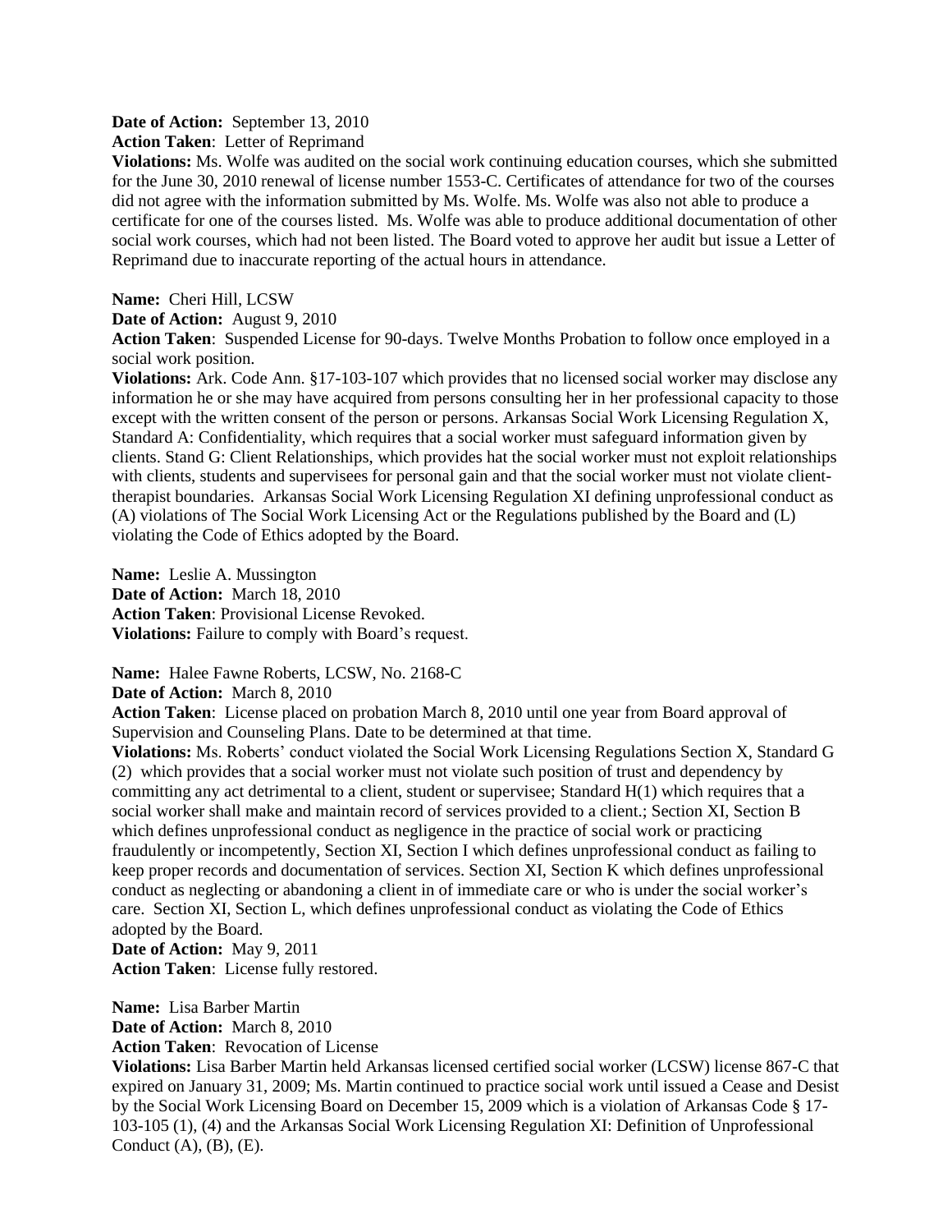**Date of Action:** September 13, 2010
**Action Taken**: Letter of Reprimand
**Violations:** Ms. Wolfe was audited on the social work continuing education courses, which she submitted for the June 30, 2010 renewal of license number 1553-C. Certificates of attendance for two of the courses did not agree with the information submitted by Ms. Wolfe. Ms. Wolfe was also not able to produce a certificate for one of the courses listed. Ms. Wolfe was able to produce additional documentation of other social work courses, which had not been listed. The Board voted to approve her audit but issue a Letter of Reprimand due to inaccurate reporting of the actual hours in attendance.

**Name:** Cheri Hill, LCSW
**Date of Action:** August 9, 2010
**Action Taken**: Suspended License for 90-days. Twelve Months Probation to follow once employed in a social work position.
**Violations:** Ark. Code Ann. §17-103-107 which provides that no licensed social worker may disclose any information he or she may have acquired from persons consulting her in her professional capacity to those except with the written consent of the person or persons. Arkansas Social Work Licensing Regulation X, Standard A: Confidentiality, which requires that a social worker must safeguard information given by clients. Stand G: Client Relationships, which provides hat the social worker must not exploit relationships with clients, students and supervisees for personal gain and that the social worker must not violate client-therapist boundaries. Arkansas Social Work Licensing Regulation XI defining unprofessional conduct as (A) violations of The Social Work Licensing Act or the Regulations published by the Board and (L) violating the Code of Ethics adopted by the Board.

**Name:** Leslie A. Mussington
**Date of Action:** March 18, 2010
**Action Taken**: Provisional License Revoked.
**Violations:** Failure to comply with Board's request.

**Name:** Halee Fawne Roberts, LCSW, No. 2168-C
**Date of Action:** March 8, 2010
**Action Taken**: License placed on probation March 8, 2010 until one year from Board approval of Supervision and Counseling Plans. Date to be determined at that time.
**Violations:** Ms. Roberts' conduct violated the Social Work Licensing Regulations Section X, Standard G (2) which provides that a social worker must not violate such position of trust and dependency by committing any act detrimental to a client, student or supervisee; Standard H(1) which requires that a social worker shall make and maintain record of services provided to a client.; Section XI, Section B which defines unprofessional conduct as negligence in the practice of social work or practicing fraudulently or incompetently, Section XI, Section I which defines unprofessional conduct as failing to keep proper records and documentation of services. Section XI, Section K which defines unprofessional conduct as neglecting or abandoning a client in of immediate care or who is under the social worker's care. Section XI, Section L, which defines unprofessional conduct as violating the Code of Ethics adopted by the Board.
**Date of Action:** May 9, 2011
**Action Taken**: License fully restored.

**Name:** Lisa Barber Martin
**Date of Action:** March 8, 2010
**Action Taken**: Revocation of License
**Violations:** Lisa Barber Martin held Arkansas licensed certified social worker (LCSW) license 867-C that expired on January 31, 2009; Ms. Martin continued to practice social work until issued a Cease and Desist by the Social Work Licensing Board on December 15, 2009 which is a violation of Arkansas Code § 17-103-105 (1), (4) and the Arkansas Social Work Licensing Regulation XI: Definition of Unprofessional Conduct (A), (B), (E).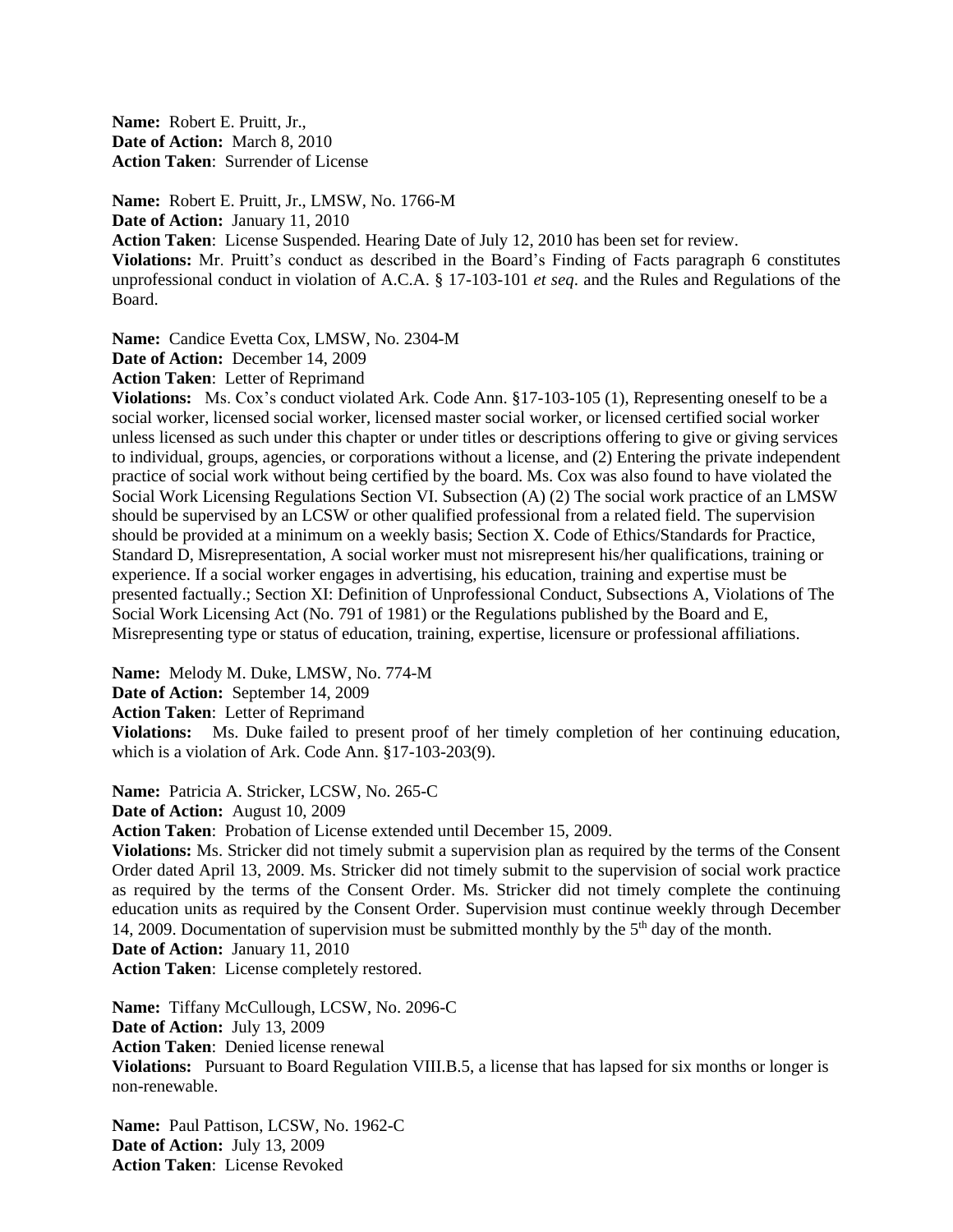**Name:** Robert E. Pruitt, Jr.,
**Date of Action:** March 8, 2010
**Action Taken**: Surrender of License

**Name:** Robert E. Pruitt, Jr., LMSW, No. 1766-M
**Date of Action:** January 11, 2010
**Action Taken**: License Suspended. Hearing Date of July 12, 2010 has been set for review.
**Violations:** Mr. Pruitt's conduct as described in the Board's Finding of Facts paragraph 6 constitutes unprofessional conduct in violation of A.C.A. § 17-103-101 *et seq*. and the Rules and Regulations of the Board.

**Name:** Candice Evetta Cox, LMSW, No. 2304-M
**Date of Action:** December 14, 2009
**Action Taken**: Letter of Reprimand
**Violations:** Ms. Cox's conduct violated Ark. Code Ann. §17-103-105 (1), Representing oneself to be a social worker, licensed social worker, licensed master social worker, or licensed certified social worker unless licensed as such under this chapter or under titles or descriptions offering to give or giving services to individual, groups, agencies, or corporations without a license, and (2) Entering the private independent practice of social work without being certified by the board. Ms. Cox was also found to have violated the Social Work Licensing Regulations Section VI. Subsection (A) (2) The social work practice of an LMSW should be supervised by an LCSW or other qualified professional from a related field. The supervision should be provided at a minimum on a weekly basis; Section X. Code of Ethics/Standards for Practice, Standard D, Misrepresentation, A social worker must not misrepresent his/her qualifications, training or experience. If a social worker engages in advertising, his education, training and expertise must be presented factually.; Section XI: Definition of Unprofessional Conduct, Subsections A, Violations of The Social Work Licensing Act (No. 791 of 1981) or the Regulations published by the Board and E, Misrepresenting type or status of education, training, expertise, licensure or professional affiliations.

**Name:** Melody M. Duke, LMSW, No. 774-M
**Date of Action:** September 14, 2009
**Action Taken**: Letter of Reprimand
**Violations:** Ms. Duke failed to present proof of her timely completion of her continuing education, which is a violation of Ark. Code Ann. §17-103-203(9).

**Name:** Patricia A. Stricker, LCSW, No. 265-C
**Date of Action:** August 10, 2009
**Action Taken**: Probation of License extended until December 15, 2009.
**Violations:** Ms. Stricker did not timely submit a supervision plan as required by the terms of the Consent Order dated April 13, 2009. Ms. Stricker did not timely submit to the supervision of social work practice as required by the terms of the Consent Order. Ms. Stricker did not timely complete the continuing education units as required by the Consent Order. Supervision must continue weekly through December 14, 2009. Documentation of supervision must be submitted monthly by the 5th day of the month.
**Date of Action:** January 11, 2010
**Action Taken**: License completely restored.

**Name:** Tiffany McCullough, LCSW, No. 2096-C
**Date of Action:** July 13, 2009
**Action Taken**: Denied license renewal
**Violations:** Pursuant to Board Regulation VIII.B.5, a license that has lapsed for six months or longer is non-renewable.

**Name:** Paul Pattison, LCSW, No. 1962-C
**Date of Action:** July 13, 2009
**Action Taken**: License Revoked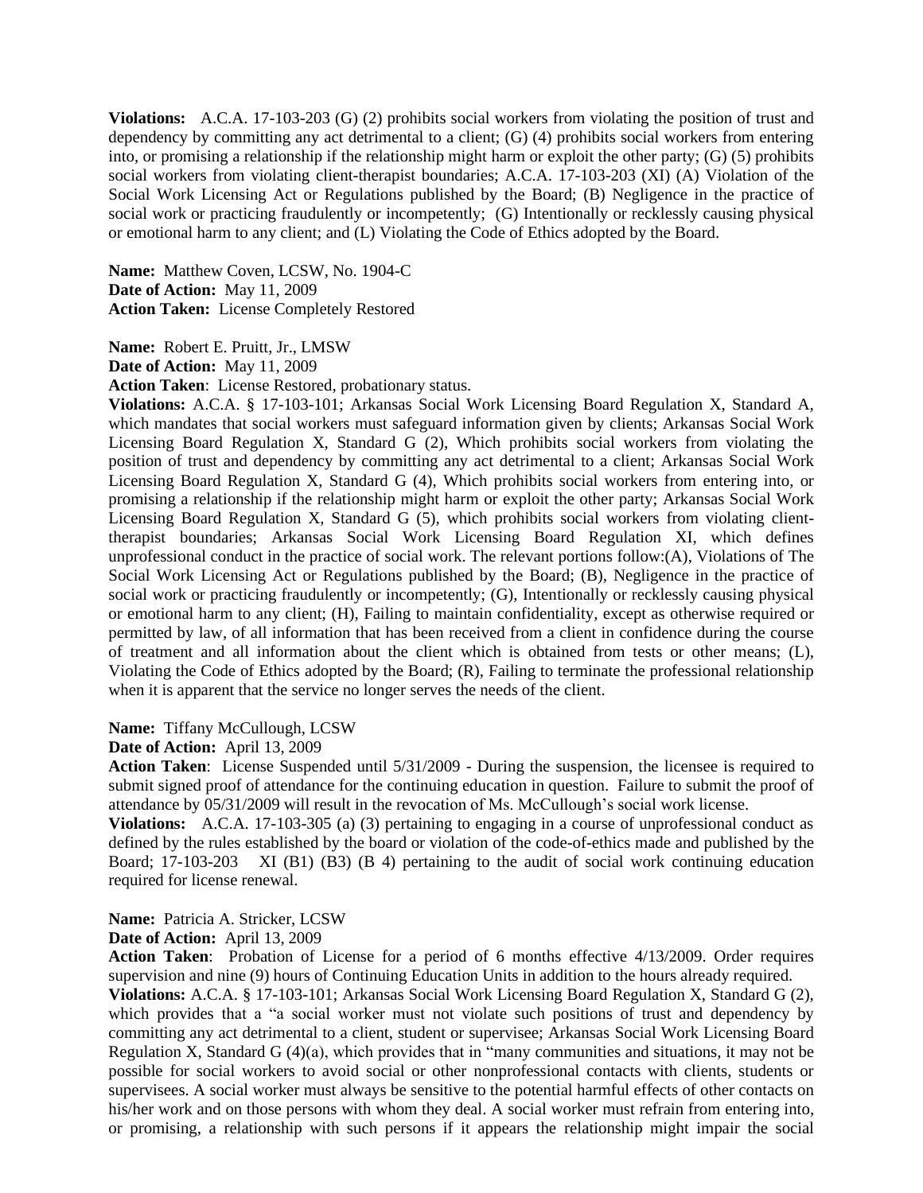**Violations:** A.C.A. 17-103-203 (G) (2) prohibits social workers from violating the position of trust and dependency by committing any act detrimental to a client; (G) (4) prohibits social workers from entering into, or promising a relationship if the relationship might harm or exploit the other party; (G) (5) prohibits social workers from violating client-therapist boundaries; A.C.A. 17-103-203 (XI) (A) Violation of the Social Work Licensing Act or Regulations published by the Board; (B) Negligence in the practice of social work or practicing fraudulently or incompetently; (G) Intentionally or recklessly causing physical or emotional harm to any client; and (L) Violating the Code of Ethics adopted by the Board.

**Name:** Matthew Coven, LCSW, No. 1904-C
**Date of Action:** May 11, 2009
**Action Taken:** License Completely Restored

**Name:** Robert E. Pruitt, Jr., LMSW
**Date of Action:** May 11, 2009
**Action Taken**: License Restored, probationary status.
**Violations:** A.C.A. § 17-103-101; Arkansas Social Work Licensing Board Regulation X, Standard A, which mandates that social workers must safeguard information given by clients; Arkansas Social Work Licensing Board Regulation X, Standard G (2), Which prohibits social workers from violating the position of trust and dependency by committing any act detrimental to a client; Arkansas Social Work Licensing Board Regulation X, Standard G (4), Which prohibits social workers from entering into, or promising a relationship if the relationship might harm or exploit the other party; Arkansas Social Work Licensing Board Regulation X, Standard G (5), which prohibits social workers from violating client-therapist boundaries; Arkansas Social Work Licensing Board Regulation XI, which defines unprofessional conduct in the practice of social work. The relevant portions follow:(A), Violations of The Social Work Licensing Act or Regulations published by the Board; (B), Negligence in the practice of social work or practicing fraudulently or incompetently; (G), Intentionally or recklessly causing physical or emotional harm to any client; (H), Failing to maintain confidentiality, except as otherwise required or permitted by law, of all information that has been received from a client in confidence during the course of treatment and all information about the client which is obtained from tests or other means; (L), Violating the Code of Ethics adopted by the Board; (R), Failing to terminate the professional relationship when it is apparent that the service no longer serves the needs of the client.

**Name:** Tiffany McCullough, LCSW
**Date of Action:** April 13, 2009
**Action Taken**: License Suspended until 5/31/2009 - During the suspension, the licensee is required to submit signed proof of attendance for the continuing education in question. Failure to submit the proof of attendance by 05/31/2009 will result in the revocation of Ms. McCullough's social work license.
**Violations:** A.C.A. 17-103-305 (a) (3) pertaining to engaging in a course of unprofessional conduct as defined by the rules established by the board or violation of the code-of-ethics made and published by the Board; 17-103-203 XI (B1) (B3) (B 4) pertaining to the audit of social work continuing education required for license renewal.

**Name:** Patricia A. Stricker, LCSW
**Date of Action:** April 13, 2009
**Action Taken**: Probation of License for a period of 6 months effective 4/13/2009. Order requires supervision and nine (9) hours of Continuing Education Units in addition to the hours already required.
**Violations:** A.C.A. § 17-103-101; Arkansas Social Work Licensing Board Regulation X, Standard G (2), which provides that a "a social worker must not violate such positions of trust and dependency by committing any act detrimental to a client, student or supervisee; Arkansas Social Work Licensing Board Regulation X, Standard G (4)(a), which provides that in "many communities and situations, it may not be possible for social workers to avoid social or other nonprofessional contacts with clients, students or supervisees. A social worker must always be sensitive to the potential harmful effects of other contacts on his/her work and on those persons with whom they deal. A social worker must refrain from entering into, or promising, a relationship with such persons if it appears the relationship might impair the social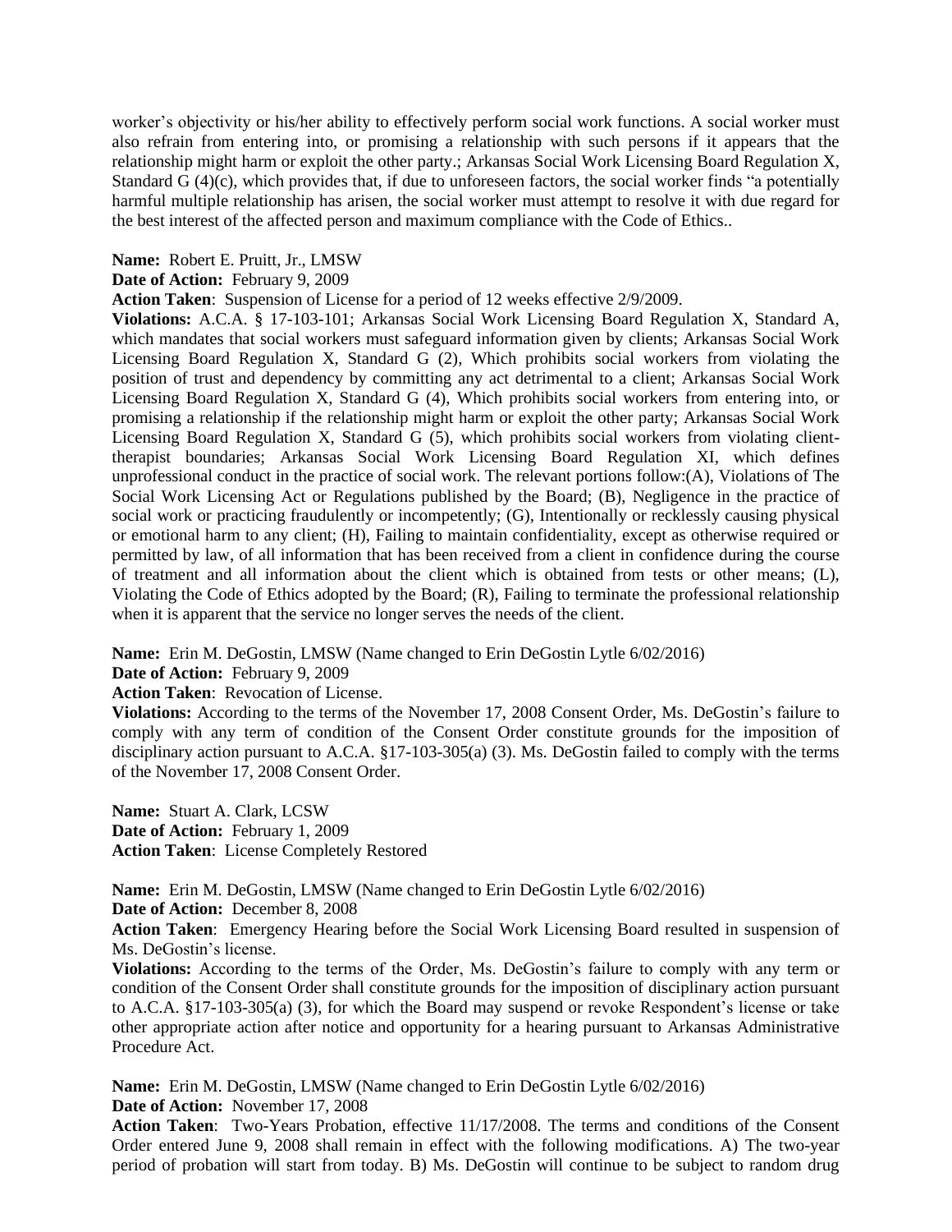worker's objectivity or his/her ability to effectively perform social work functions. A social worker must also refrain from entering into, or promising a relationship with such persons if it appears that the relationship might harm or exploit the other party.; Arkansas Social Work Licensing Board Regulation X, Standard G (4)(c), which provides that, if due to unforeseen factors, the social worker finds "a potentially harmful multiple relationship has arisen, the social worker must attempt to resolve it with due regard for the best interest of the affected person and maximum compliance with the Code of Ethics..

**Name:** Robert E. Pruitt, Jr., LMSW
**Date of Action:** February 9, 2009
**Action Taken**: Suspension of License for a period of 12 weeks effective 2/9/2009.
**Violations:** A.C.A. § 17-103-101; Arkansas Social Work Licensing Board Regulation X, Standard A, which mandates that social workers must safeguard information given by clients; Arkansas Social Work Licensing Board Regulation X, Standard G (2), Which prohibits social workers from violating the position of trust and dependency by committing any act detrimental to a client; Arkansas Social Work Licensing Board Regulation X, Standard G (4), Which prohibits social workers from entering into, or promising a relationship if the relationship might harm or exploit the other party; Arkansas Social Work Licensing Board Regulation X, Standard G (5), which prohibits social workers from violating client-therapist boundaries; Arkansas Social Work Licensing Board Regulation XI, which defines unprofessional conduct in the practice of social work. The relevant portions follow:(A), Violations of The Social Work Licensing Act or Regulations published by the Board; (B), Negligence in the practice of social work or practicing fraudulently or incompetently; (G), Intentionally or recklessly causing physical or emotional harm to any client; (H), Failing to maintain confidentiality, except as otherwise required or permitted by law, of all information that has been received from a client in confidence during the course of treatment and all information about the client which is obtained from tests or other means; (L), Violating the Code of Ethics adopted by the Board; (R), Failing to terminate the professional relationship when it is apparent that the service no longer serves the needs of the client.

**Name:** Erin M. DeGostin, LMSW (Name changed to Erin DeGostin Lytle 6/02/2016)
**Date of Action:** February 9, 2009
**Action Taken**: Revocation of License.
**Violations:** According to the terms of the November 17, 2008 Consent Order, Ms. DeGostin's failure to comply with any term of condition of the Consent Order constitute grounds for the imposition of disciplinary action pursuant to A.C.A. §17-103-305(a) (3). Ms. DeGostin failed to comply with the terms of the November 17, 2008 Consent Order.

**Name:** Stuart A. Clark, LCSW
**Date of Action:** February 1, 2009
**Action Taken**: License Completely Restored

**Name:** Erin M. DeGostin, LMSW (Name changed to Erin DeGostin Lytle 6/02/2016)
**Date of Action:** December 8, 2008
**Action Taken**: Emergency Hearing before the Social Work Licensing Board resulted in suspension of Ms. DeGostin's license.
**Violations:** According to the terms of the Order, Ms. DeGostin's failure to comply with any term or condition of the Consent Order shall constitute grounds for the imposition of disciplinary action pursuant to A.C.A. §17-103-305(a) (3), for which the Board may suspend or revoke Respondent's license or take other appropriate action after notice and opportunity for a hearing pursuant to Arkansas Administrative Procedure Act.

**Name:** Erin M. DeGostin, LMSW (Name changed to Erin DeGostin Lytle 6/02/2016)
**Date of Action:** November 17, 2008
**Action Taken**: Two-Years Probation, effective 11/17/2008. The terms and conditions of the Consent Order entered June 9, 2008 shall remain in effect with the following modifications. A) The two-year period of probation will start from today. B) Ms. DeGostin will continue to be subject to random drug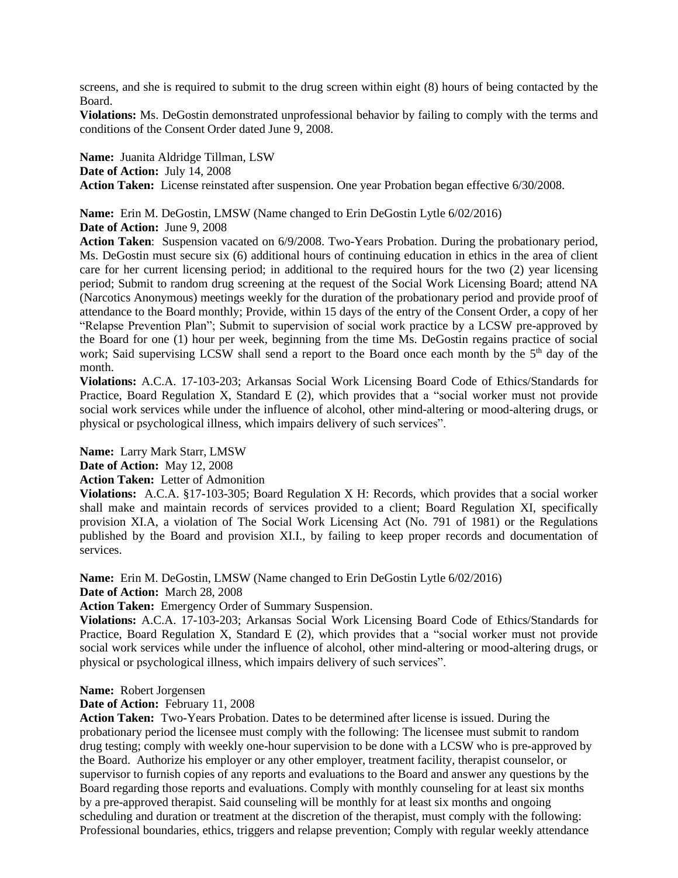screens, and she is required to submit to the drug screen within eight (8) hours of being contacted by the Board.

**Violations:** Ms. DeGostin demonstrated unprofessional behavior by failing to comply with the terms and conditions of the Consent Order dated June 9, 2008.

**Name:** Juanita Aldridge Tillman, LSW
**Date of Action:** July 14, 2008
**Action Taken:** License reinstated after suspension. One year Probation began effective 6/30/2008.

**Name:** Erin M. DeGostin, LMSW (Name changed to Erin DeGostin Lytle 6/02/2016)
**Date of Action:** June 9, 2008
**Action Taken**: Suspension vacated on 6/9/2008. Two-Years Probation. During the probationary period, Ms. DeGostin must secure six (6) additional hours of continuing education in ethics in the area of client care for her current licensing period; in additional to the required hours for the two (2) year licensing period; Submit to random drug screening at the request of the Social Work Licensing Board; attend NA (Narcotics Anonymous) meetings weekly for the duration of the probationary period and provide proof of attendance to the Board monthly; Provide, within 15 days of the entry of the Consent Order, a copy of her "Relapse Prevention Plan"; Submit to supervision of social work practice by a LCSW pre-approved by the Board for one (1) hour per week, beginning from the time Ms. DeGostin regains practice of social work; Said supervising LCSW shall send a report to the Board once each month by the 5th day of the month.
**Violations:** A.C.A. 17-103-203; Arkansas Social Work Licensing Board Code of Ethics/Standards for Practice, Board Regulation X, Standard E (2), which provides that a "social worker must not provide social work services while under the influence of alcohol, other mind-altering or mood-altering drugs, or physical or psychological illness, which impairs delivery of such services".

**Name:** Larry Mark Starr, LMSW
**Date of Action:** May 12, 2008
**Action Taken:** Letter of Admonition
**Violations:** A.C.A. §17-103-305; Board Regulation X H: Records, which provides that a social worker shall make and maintain records of services provided to a client; Board Regulation XI, specifically provision XI.A, a violation of The Social Work Licensing Act (No. 791 of 1981) or the Regulations published by the Board and provision XI.I., by failing to keep proper records and documentation of services.

**Name:** Erin M. DeGostin, LMSW (Name changed to Erin DeGostin Lytle 6/02/2016)
**Date of Action:** March 28, 2008
**Action Taken:** Emergency Order of Summary Suspension.
**Violations:** A.C.A. 17-103-203; Arkansas Social Work Licensing Board Code of Ethics/Standards for Practice, Board Regulation X, Standard E (2), which provides that a "social worker must not provide social work services while under the influence of alcohol, other mind-altering or mood-altering drugs, or physical or psychological illness, which impairs delivery of such services".

**Name:** Robert Jorgensen
**Date of Action:** February 11, 2008
**Action Taken:** Two-Years Probation. Dates to be determined after license is issued. During the probationary period the licensee must comply with the following: The licensee must submit to random drug testing; comply with weekly one-hour supervision to be done with a LCSW who is pre-approved by the Board. Authorize his employer or any other employer, treatment facility, therapist counselor, or supervisor to furnish copies of any reports and evaluations to the Board and answer any questions by the Board regarding those reports and evaluations. Comply with monthly counseling for at least six months by a pre-approved therapist. Said counseling will be monthly for at least six months and ongoing scheduling and duration or treatment at the discretion of the therapist, must comply with the following: Professional boundaries, ethics, triggers and relapse prevention; Comply with regular weekly attendance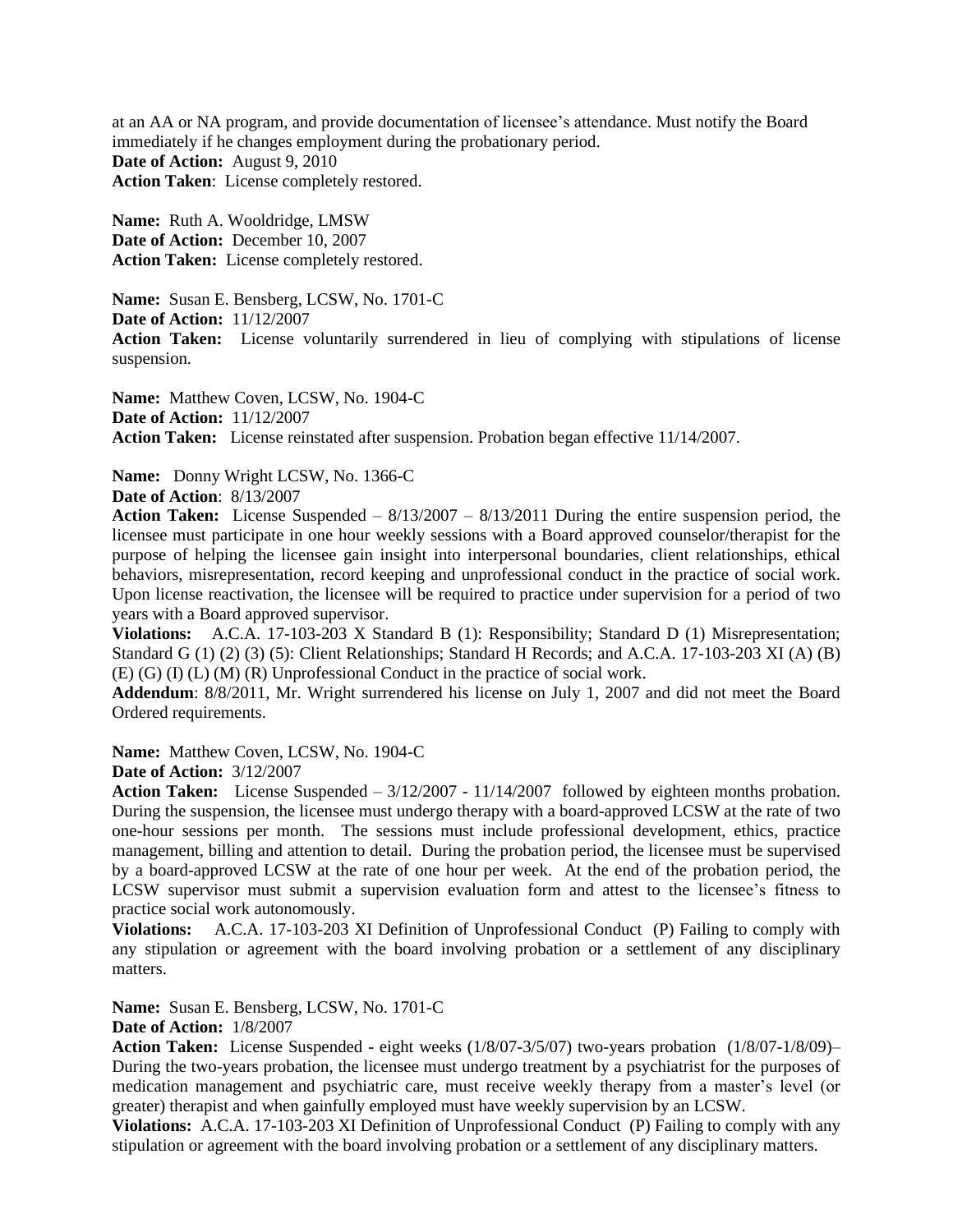at an AA or NA program, and provide documentation of licensee's attendance. Must notify the Board immediately if he changes employment during the probationary period.
**Date of Action:** August 9, 2010
**Action Taken**: License completely restored.

**Name:** Ruth A. Wooldridge, LMSW
**Date of Action:** December 10, 2007
**Action Taken:** License completely restored.

**Name:** Susan E. Bensberg, LCSW, No. 1701-C
**Date of Action:** 11/12/2007
**Action Taken:** License voluntarily surrendered in lieu of complying with stipulations of license suspension.

**Name:** Matthew Coven, LCSW, No. 1904-C
**Date of Action:** 11/12/2007
**Action Taken:** License reinstated after suspension. Probation began effective 11/14/2007.

**Name:** Donny Wright LCSW, No. 1366-C
**Date of Action**: 8/13/2007
**Action Taken:** License Suspended – 8/13/2007 – 8/13/2011 During the entire suspension period, the licensee must participate in one hour weekly sessions with a Board approved counselor/therapist for the purpose of helping the licensee gain insight into interpersonal boundaries, client relationships, ethical behaviors, misrepresentation, record keeping and unprofessional conduct in the practice of social work. Upon license reactivation, the licensee will be required to practice under supervision for a period of two years with a Board approved supervisor.
**Violations:** A.C.A. 17-103-203 X Standard B (1): Responsibility; Standard D (1) Misrepresentation; Standard G (1) (2) (3) (5): Client Relationships; Standard H Records; and A.C.A. 17-103-203 XI (A) (B) (E) (G) (I) (L) (M) (R) Unprofessional Conduct in the practice of social work.
**Addendum**: 8/8/2011, Mr. Wright surrendered his license on July 1, 2007 and did not meet the Board Ordered requirements.

**Name:** Matthew Coven, LCSW, No. 1904-C
**Date of Action:** 3/12/2007
**Action Taken:** License Suspended – 3/12/2007 - 11/14/2007 followed by eighteen months probation. During the suspension, the licensee must undergo therapy with a board-approved LCSW at the rate of two one-hour sessions per month. The sessions must include professional development, ethics, practice management, billing and attention to detail. During the probation period, the licensee must be supervised by a board-approved LCSW at the rate of one hour per week. At the end of the probation period, the LCSW supervisor must submit a supervision evaluation form and attest to the licensee's fitness to practice social work autonomously.
**Violations:** A.C.A. 17-103-203 XI Definition of Unprofessional Conduct (P) Failing to comply with any stipulation or agreement with the board involving probation or a settlement of any disciplinary matters.

**Name:** Susan E. Bensberg, LCSW, No. 1701-C
**Date of Action:** 1/8/2007
**Action Taken:** License Suspended - eight weeks (1/8/07-3/5/07) two-years probation (1/8/07-1/8/09)– During the two-years probation, the licensee must undergo treatment by a psychiatrist for the purposes of medication management and psychiatric care, must receive weekly therapy from a master's level (or greater) therapist and when gainfully employed must have weekly supervision by an LCSW.
**Violations:** A.C.A. 17-103-203 XI Definition of Unprofessional Conduct (P) Failing to comply with any stipulation or agreement with the board involving probation or a settlement of any disciplinary matters.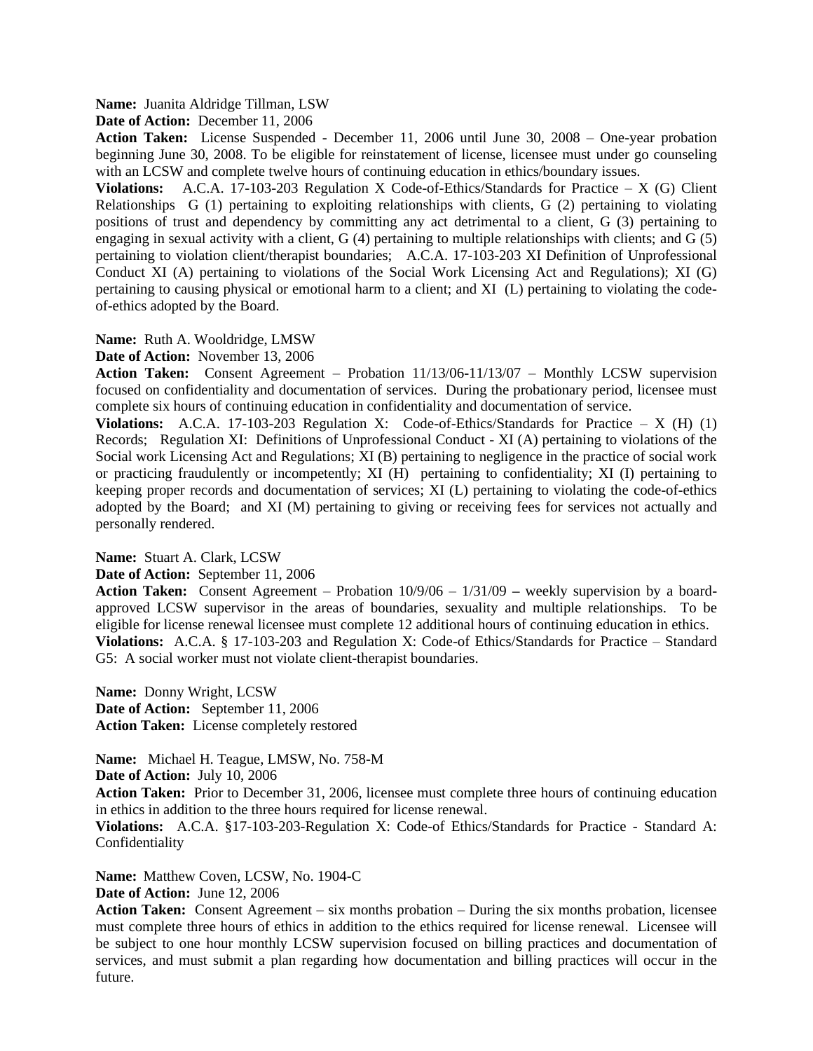**Name:** Juanita Aldridge Tillman, LSW

**Date of Action:** December 11, 2006

**Action Taken:** License Suspended - December 11, 2006 until June 30, 2008 – One-year probation beginning June 30, 2008. To be eligible for reinstatement of license, licensee must under go counseling with an LCSW and complete twelve hours of continuing education in ethics/boundary issues.

**Violations:** A.C.A. 17-103-203 Regulation X Code-of-Ethics/Standards for Practice – X (G) Client Relationships G (1) pertaining to exploiting relationships with clients, G (2) pertaining to violating positions of trust and dependency by committing any act detrimental to a client, G (3) pertaining to engaging in sexual activity with a client, G (4) pertaining to multiple relationships with clients; and G (5) pertaining to violation client/therapist boundaries; A.C.A. 17-103-203 XI Definition of Unprofessional Conduct XI (A) pertaining to violations of the Social Work Licensing Act and Regulations); XI (G) pertaining to causing physical or emotional harm to a client; and XI (L) pertaining to violating the code-of-ethics adopted by the Board.

**Name:** Ruth A. Wooldridge, LMSW

**Date of Action:** November 13, 2006

**Action Taken:** Consent Agreement – Probation 11/13/06-11/13/07 – Monthly LCSW supervision focused on confidentiality and documentation of services. During the probationary period, licensee must complete six hours of continuing education in confidentiality and documentation of service.

**Violations:** A.C.A. 17-103-203 Regulation X: Code-of-Ethics/Standards for Practice – X (H) (1) Records; Regulation XI: Definitions of Unprofessional Conduct - XI (A) pertaining to violations of the Social work Licensing Act and Regulations; XI (B) pertaining to negligence in the practice of social work or practicing fraudulently or incompetently; XI (H) pertaining to confidentiality; XI (I) pertaining to keeping proper records and documentation of services; XI (L) pertaining to violating the code-of-ethics adopted by the Board; and XI (M) pertaining to giving or receiving fees for services not actually and personally rendered.

**Name:** Stuart A. Clark, LCSW

**Date of Action:** September 11, 2006

**Action Taken:** Consent Agreement – Probation 10/9/06 – 1/31/09 – weekly supervision by a board-approved LCSW supervisor in the areas of boundaries, sexuality and multiple relationships. To be eligible for license renewal licensee must complete 12 additional hours of continuing education in ethics.

**Violations:** A.C.A. § 17-103-203 and Regulation X: Code-of Ethics/Standards for Practice – Standard G5: A social worker must not violate client-therapist boundaries.

**Name:** Donny Wright, LCSW

**Date of Action:** September 11, 2006

**Action Taken:** License completely restored

**Name:** Michael H. Teague, LMSW, No. 758-M

**Date of Action:** July 10, 2006

**Action Taken:** Prior to December 31, 2006, licensee must complete three hours of continuing education in ethics in addition to the three hours required for license renewal.

**Violations:** A.C.A. §17-103-203-Regulation X: Code-of Ethics/Standards for Practice - Standard A: Confidentiality

**Name:** Matthew Coven, LCSW, No. 1904-C

**Date of Action:** June 12, 2006

**Action Taken:** Consent Agreement – six months probation – During the six months probation, licensee must complete three hours of ethics in addition to the ethics required for license renewal. Licensee will be subject to one hour monthly LCSW supervision focused on billing practices and documentation of services, and must submit a plan regarding how documentation and billing practices will occur in the future.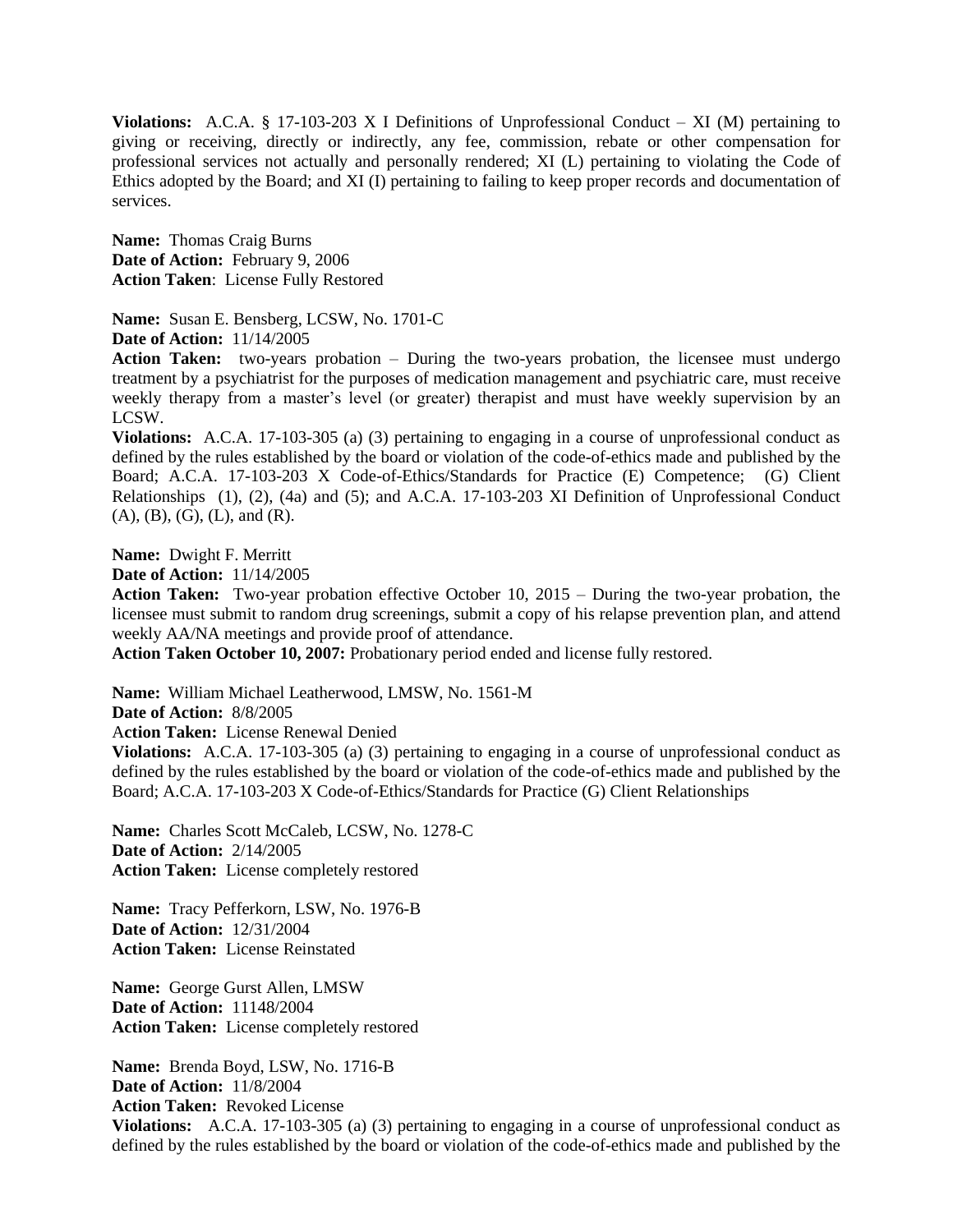**Violations:** A.C.A. § 17-103-203 X I Definitions of Unprofessional Conduct – XI (M) pertaining to giving or receiving, directly or indirectly, any fee, commission, rebate or other compensation for professional services not actually and personally rendered; XI (L) pertaining to violating the Code of Ethics adopted by the Board; and XI (I) pertaining to failing to keep proper records and documentation of services.

**Name:** Thomas Craig Burns
**Date of Action:** February 9, 2006
**Action Taken**: License Fully Restored

**Name:** Susan E. Bensberg, LCSW, No. 1701-C
**Date of Action:** 11/14/2005
**Action Taken:** two-years probation – During the two-years probation, the licensee must undergo treatment by a psychiatrist for the purposes of medication management and psychiatric care, must receive weekly therapy from a master's level (or greater) therapist and must have weekly supervision by an LCSW.
**Violations:** A.C.A. 17-103-305 (a) (3) pertaining to engaging in a course of unprofessional conduct as defined by the rules established by the board or violation of the code-of-ethics made and published by the Board; A.C.A. 17-103-203 X Code-of-Ethics/Standards for Practice (E) Competence; (G) Client Relationships (1), (2), (4a) and (5); and A.C.A. 17-103-203 XI Definition of Unprofessional Conduct (A), (B), (G), (L), and (R).

**Name:** Dwight F. Merritt
**Date of Action:** 11/14/2005
**Action Taken:** Two-year probation effective October 10, 2015 – During the two-year probation, the licensee must submit to random drug screenings, submit a copy of his relapse prevention plan, and attend weekly AA/NA meetings and provide proof of attendance.
**Action Taken October 10, 2007:** Probationary period ended and license fully restored.

**Name:** William Michael Leatherwood, LMSW, No. 1561-M
**Date of Action:** 8/8/2005
**Action Taken:** License Renewal Denied
**Violations:** A.C.A. 17-103-305 (a) (3) pertaining to engaging in a course of unprofessional conduct as defined by the rules established by the board or violation of the code-of-ethics made and published by the Board; A.C.A. 17-103-203 X Code-of-Ethics/Standards for Practice (G) Client Relationships

**Name:** Charles Scott McCaleb, LCSW, No. 1278-C
**Date of Action:** 2/14/2005
**Action Taken:** License completely restored

**Name:** Tracy Pefferkorn, LSW, No. 1976-B
**Date of Action:** 12/31/2004
**Action Taken:** License Reinstated

**Name:** George Gurst Allen, LMSW
**Date of Action:** 11148/2004
**Action Taken:** License completely restored

**Name:** Brenda Boyd, LSW, No. 1716-B
**Date of Action:** 11/8/2004
**Action Taken:** Revoked License
**Violations:** A.C.A. 17-103-305 (a) (3) pertaining to engaging in a course of unprofessional conduct as defined by the rules established by the board or violation of the code-of-ethics made and published by the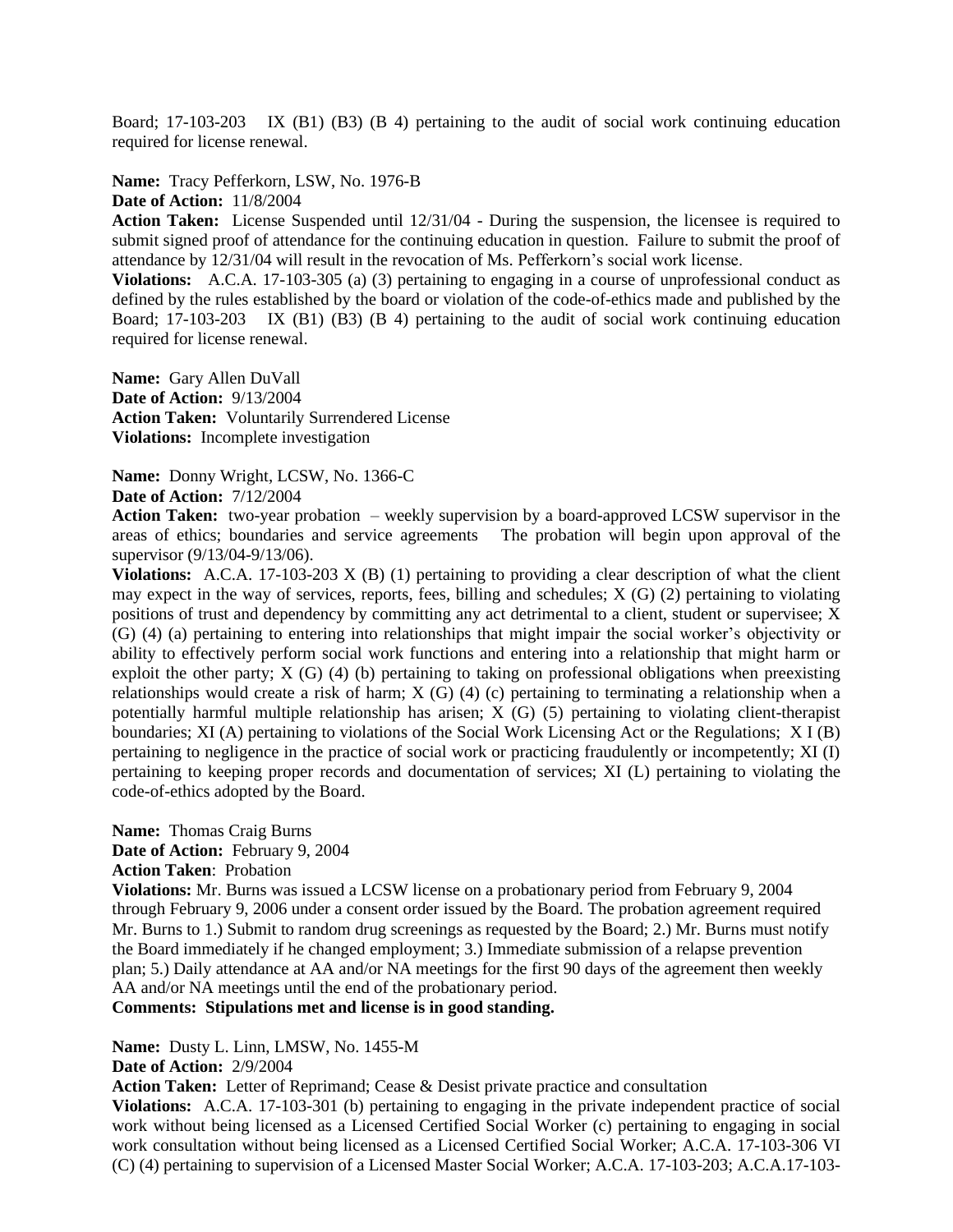Board; 17-103-203 IX (B1) (B3) (B 4) pertaining to the audit of social work continuing education required for license renewal.

**Name:** Tracy Pefferkorn, LSW, No. 1976-B
**Date of Action:** 11/8/2004
**Action Taken:** License Suspended until 12/31/04 - During the suspension, the licensee is required to submit signed proof of attendance for the continuing education in question. Failure to submit the proof of attendance by 12/31/04 will result in the revocation of Ms. Pefferkorn's social work license.
**Violations:** A.C.A. 17-103-305 (a) (3) pertaining to engaging in a course of unprofessional conduct as defined by the rules established by the board or violation of the code-of-ethics made and published by the Board; 17-103-203 IX (B1) (B3) (B 4) pertaining to the audit of social work continuing education required for license renewal.

**Name:** Gary Allen DuVall
**Date of Action:** 9/13/2004
**Action Taken:** Voluntarily Surrendered License
**Violations:** Incomplete investigation

**Name:** Donny Wright, LCSW, No. 1366-C
**Date of Action:** 7/12/2004
**Action Taken:** two-year probation – weekly supervision by a board-approved LCSW supervisor in the areas of ethics; boundaries and service agreements The probation will begin upon approval of the supervisor (9/13/04-9/13/06).
**Violations:** A.C.A. 17-103-203 X (B) (1) pertaining to providing a clear description of what the client may expect in the way of services, reports, fees, billing and schedules; X (G) (2) pertaining to violating positions of trust and dependency by committing any act detrimental to a client, student or supervisee; X (G) (4) (a) pertaining to entering into relationships that might impair the social worker's objectivity or ability to effectively perform social work functions and entering into a relationship that might harm or exploit the other party; X (G) (4) (b) pertaining to taking on professional obligations when preexisting relationships would create a risk of harm; X (G) (4) (c) pertaining to terminating a relationship when a potentially harmful multiple relationship has arisen; X (G) (5) pertaining to violating client-therapist boundaries; XI (A) pertaining to violations of the Social Work Licensing Act or the Regulations; X I (B) pertaining to negligence in the practice of social work or practicing fraudulently or incompetently; XI (I) pertaining to keeping proper records and documentation of services; XI (L) pertaining to violating the code-of-ethics adopted by the Board.

**Name:** Thomas Craig Burns
**Date of Action:** February 9, 2004
**Action Taken**: Probation
**Violations:** Mr. Burns was issued a LCSW license on a probationary period from February 9, 2004 through February 9, 2006 under a consent order issued by the Board. The probation agreement required Mr. Burns to 1.) Submit to random drug screenings as requested by the Board; 2.) Mr. Burns must notify the Board immediately if he changed employment; 3.) Immediate submission of a relapse prevention plan; 5.) Daily attendance at AA and/or NA meetings for the first 90 days of the agreement then weekly AA and/or NA meetings until the end of the probationary period.
**Comments: Stipulations met and license is in good standing.**

**Name:** Dusty L. Linn, LMSW, No. 1455-M
**Date of Action:** 2/9/2004
**Action Taken:** Letter of Reprimand; Cease & Desist private practice and consultation
**Violations:** A.C.A. 17-103-301 (b) pertaining to engaging in the private independent practice of social work without being licensed as a Licensed Certified Social Worker (c) pertaining to engaging in social work consultation without being licensed as a Licensed Certified Social Worker; A.C.A. 17-103-306 VI (C) (4) pertaining to supervision of a Licensed Master Social Worker; A.C.A. 17-103-203; A.C.A.17-103-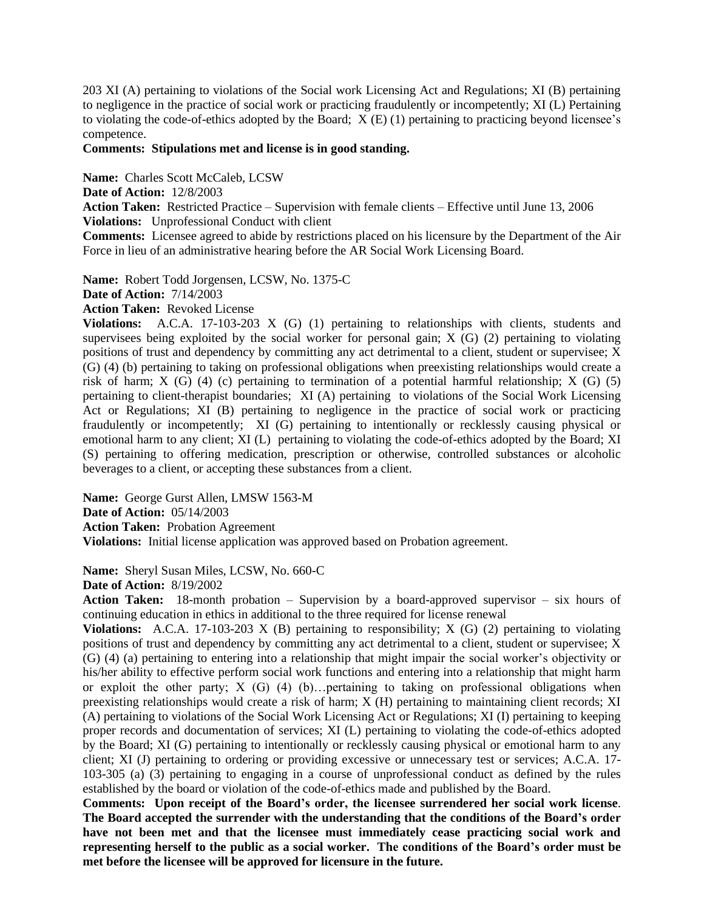203 XI (A) pertaining to violations of the Social work Licensing Act and Regulations; XI (B) pertaining to negligence in the practice of social work or practicing fraudulently or incompetently; XI (L) Pertaining to violating the code-of-ethics adopted by the Board; X (E) (1) pertaining to practicing beyond licensee's competence.

**Comments: Stipulations met and license is in good standing.**

**Name:** Charles Scott McCaleb, LCSW
**Date of Action:** 12/8/2003
**Action Taken:** Restricted Practice – Supervision with female clients – Effective until June 13, 2006
**Violations:** Unprofessional Conduct with client
**Comments:** Licensee agreed to abide by restrictions placed on his licensure by the Department of the Air Force in lieu of an administrative hearing before the AR Social Work Licensing Board.

**Name:** Robert Todd Jorgensen, LCSW, No. 1375-C
**Date of Action:** 7/14/2003
**Action Taken:** Revoked License
**Violations:** A.C.A. 17-103-203 X (G) (1) pertaining to relationships with clients, students and supervisees being exploited by the social worker for personal gain; X (G) (2) pertaining to violating positions of trust and dependency by committing any act detrimental to a client, student or supervisee; X (G) (4) (b) pertaining to taking on professional obligations when preexisting relationships would create a risk of harm; X (G) (4) (c) pertaining to termination of a potential harmful relationship; X (G) (5) pertaining to client-therapist boundaries; XI (A) pertaining to violations of the Social Work Licensing Act or Regulations; XI (B) pertaining to negligence in the practice of social work or practicing fraudulently or incompetently; XI (G) pertaining to intentionally or recklessly causing physical or emotional harm to any client; XI (L) pertaining to violating the code-of-ethics adopted by the Board; XI (S) pertaining to offering medication, prescription or otherwise, controlled substances or alcoholic beverages to a client, or accepting these substances from a client.

**Name:** George Gurst Allen, LMSW 1563-M
**Date of Action:** 05/14/2003
**Action Taken:** Probation Agreement
**Violations:** Initial license application was approved based on Probation agreement.

**Name:** Sheryl Susan Miles, LCSW, No. 660-C
**Date of Action:** 8/19/2002
**Action Taken:** 18-month probation – Supervision by a board-approved supervisor – six hours of continuing education in ethics in additional to the three required for license renewal
**Violations:** A.C.A. 17-103-203 X (B) pertaining to responsibility; X (G) (2) pertaining to violating positions of trust and dependency by committing any act detrimental to a client, student or supervisee; X (G) (4) (a) pertaining to entering into a relationship that might impair the social worker's objectivity or his/her ability to effective perform social work functions and entering into a relationship that might harm or exploit the other party; X (G) (4) (b)…pertaining to taking on professional obligations when preexisting relationships would create a risk of harm; X (H) pertaining to maintaining client records; XI (A) pertaining to violations of the Social Work Licensing Act or Regulations; XI (I) pertaining to keeping proper records and documentation of services; XI (L) pertaining to violating the code-of-ethics adopted by the Board; XI (G) pertaining to intentionally or recklessly causing physical or emotional harm to any client; XI (J) pertaining to ordering or providing excessive or unnecessary test or services; A.C.A. 17-103-305 (a) (3) pertaining to engaging in a course of unprofessional conduct as defined by the rules established by the board or violation of the code-of-ethics made and published by the Board.
**Comments: Upon receipt of the Board's order, the licensee surrendered her social work license. The Board accepted the surrender with the understanding that the conditions of the Board's order have not been met and that the licensee must immediately cease practicing social work and representing herself to the public as a social worker. The conditions of the Board's order must be met before the licensee will be approved for licensure in the future.**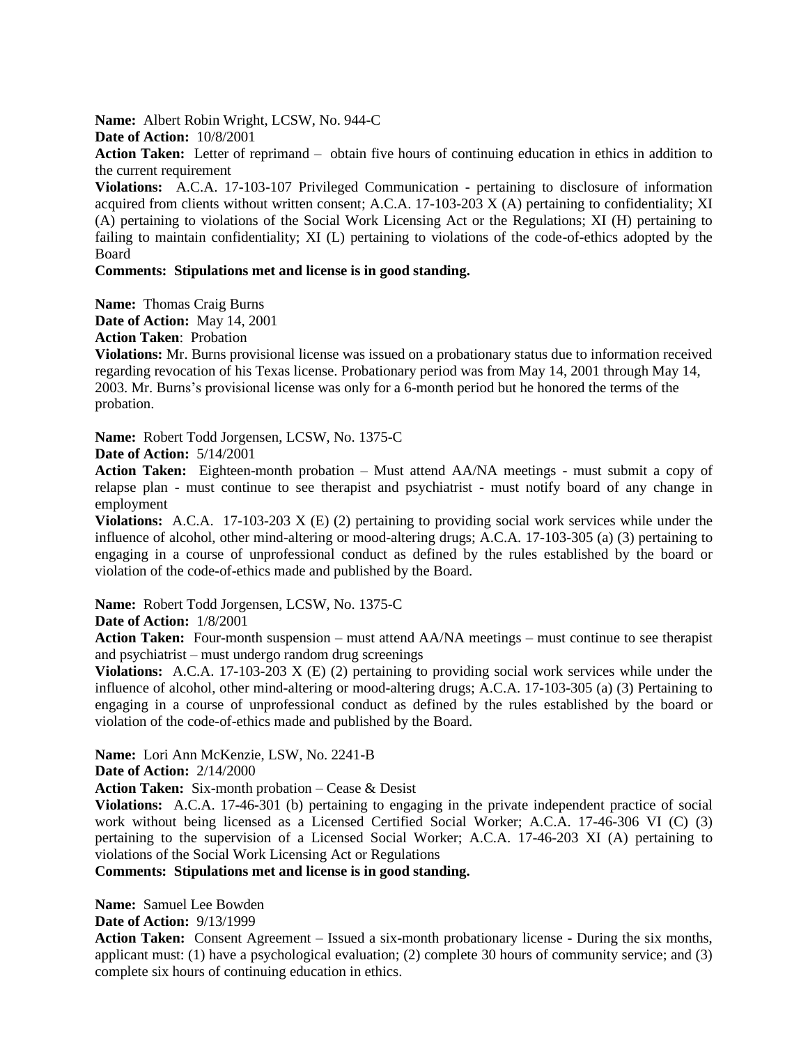**Name:** Albert Robin Wright, LCSW, No. 944-C

**Date of Action:** 10/8/2001

**Action Taken:** Letter of reprimand – obtain five hours of continuing education in ethics in addition to the current requirement

**Violations:** A.C.A. 17-103-107 Privileged Communication - pertaining to disclosure of information acquired from clients without written consent; A.C.A. 17-103-203 X (A) pertaining to confidentiality; XI (A) pertaining to violations of the Social Work Licensing Act or the Regulations; XI (H) pertaining to failing to maintain confidentiality; XI (L) pertaining to violations of the code-of-ethics adopted by the Board

**Comments: Stipulations met and license is in good standing.**

**Name:** Thomas Craig Burns

**Date of Action:** May 14, 2001

**Action Taken**: Probation

**Violations:** Mr. Burns provisional license was issued on a probationary status due to information received regarding revocation of his Texas license. Probationary period was from May 14, 2001 through May 14, 2003. Mr. Burns's provisional license was only for a 6-month period but he honored the terms of the probation.

**Name:** Robert Todd Jorgensen, LCSW, No. 1375-C

**Date of Action:** 5/14/2001

**Action Taken:** Eighteen-month probation – Must attend AA/NA meetings - must submit a copy of relapse plan - must continue to see therapist and psychiatrist - must notify board of any change in employment

**Violations:** A.C.A. 17-103-203 X (E) (2) pertaining to providing social work services while under the influence of alcohol, other mind-altering or mood-altering drugs; A.C.A. 17-103-305 (a) (3) pertaining to engaging in a course of unprofessional conduct as defined by the rules established by the board or violation of the code-of-ethics made and published by the Board.

**Name:** Robert Todd Jorgensen, LCSW, No. 1375-C

**Date of Action:** 1/8/2001

**Action Taken:** Four-month suspension – must attend AA/NA meetings – must continue to see therapist and psychiatrist – must undergo random drug screenings

**Violations:** A.C.A. 17-103-203 X (E) (2) pertaining to providing social work services while under the influence of alcohol, other mind-altering or mood-altering drugs; A.C.A. 17-103-305 (a) (3) Pertaining to engaging in a course of unprofessional conduct as defined by the rules established by the board or violation of the code-of-ethics made and published by the Board.

**Name:** Lori Ann McKenzie, LSW, No. 2241-B

**Date of Action:** 2/14/2000

**Action Taken:** Six-month probation – Cease & Desist

**Violations:** A.C.A. 17-46-301 (b) pertaining to engaging in the private independent practice of social work without being licensed as a Licensed Certified Social Worker; A.C.A. 17-46-306 VI (C) (3) pertaining to the supervision of a Licensed Social Worker; A.C.A. 17-46-203 XI (A) pertaining to violations of the Social Work Licensing Act or Regulations

**Comments: Stipulations met and license is in good standing.**

**Name:** Samuel Lee Bowden

**Date of Action:** 9/13/1999

**Action Taken:** Consent Agreement – Issued a six-month probationary license - During the six months, applicant must: (1) have a psychological evaluation; (2) complete 30 hours of community service; and (3) complete six hours of continuing education in ethics.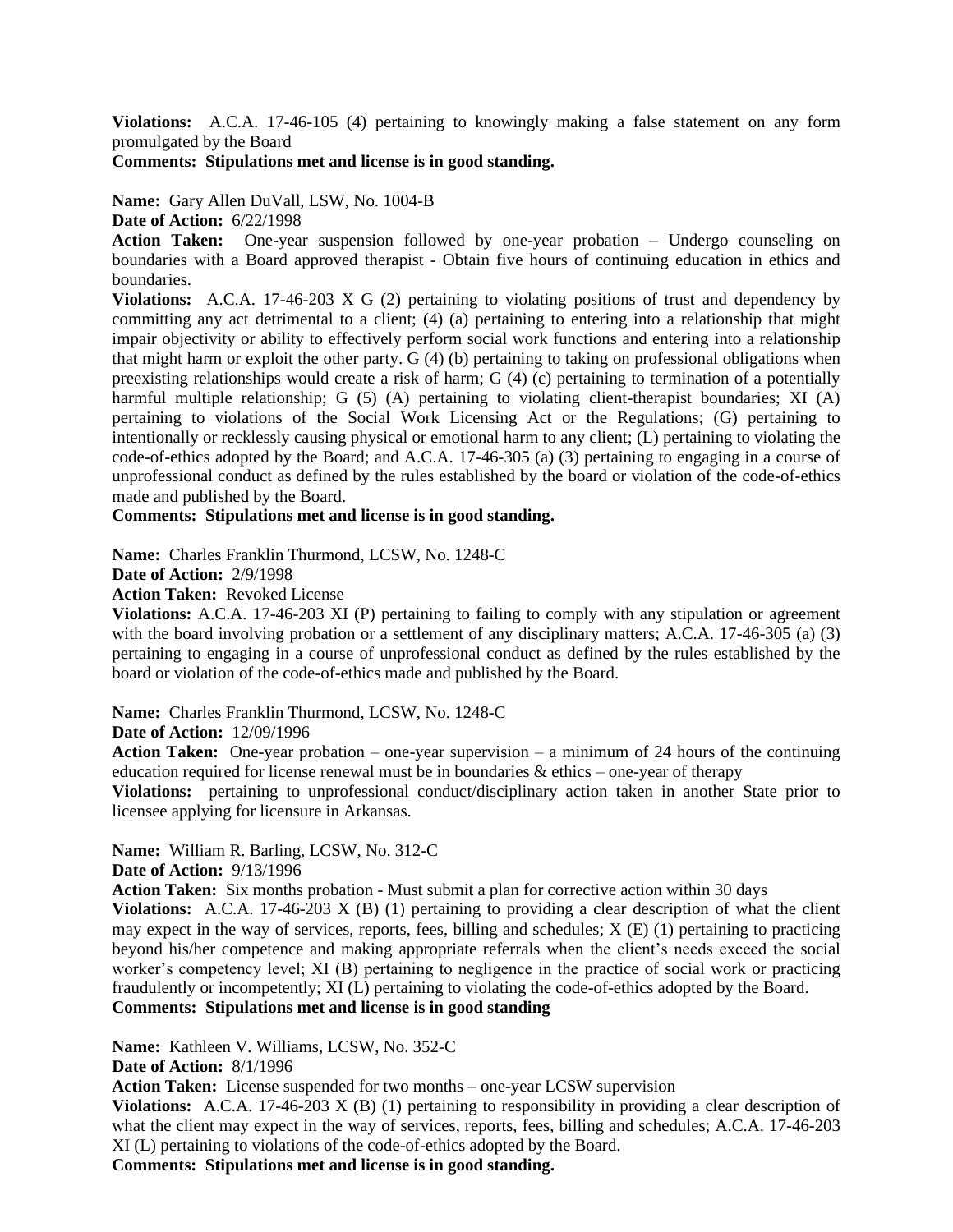**Violations:** A.C.A. 17-46-105 (4) pertaining to knowingly making a false statement on any form promulgated by the Board

**Comments: Stipulations met and license is in good standing.**

**Name:** Gary Allen DuVall, LSW, No. 1004-B

**Date of Action:** 6/22/1998

**Action Taken:** One-year suspension followed by one-year probation – Undergo counseling on boundaries with a Board approved therapist - Obtain five hours of continuing education in ethics and boundaries.

**Violations:** A.C.A. 17-46-203 X G (2) pertaining to violating positions of trust and dependency by committing any act detrimental to a client; (4) (a) pertaining to entering into a relationship that might impair objectivity or ability to effectively perform social work functions and entering into a relationship that might harm or exploit the other party. G (4) (b) pertaining to taking on professional obligations when preexisting relationships would create a risk of harm; G (4) (c) pertaining to termination of a potentially harmful multiple relationship; G (5) (A) pertaining to violating client-therapist boundaries; XI (A) pertaining to violations of the Social Work Licensing Act or the Regulations; (G) pertaining to intentionally or recklessly causing physical or emotional harm to any client; (L) pertaining to violating the code-of-ethics adopted by the Board; and A.C.A. 17-46-305 (a) (3) pertaining to engaging in a course of unprofessional conduct as defined by the rules established by the board or violation of the code-of-ethics made and published by the Board.

**Comments: Stipulations met and license is in good standing.**

**Name:** Charles Franklin Thurmond, LCSW, No. 1248-C

**Date of Action:** 2/9/1998

**Action Taken:** Revoked License

**Violations:** A.C.A. 17-46-203 XI (P) pertaining to failing to comply with any stipulation or agreement with the board involving probation or a settlement of any disciplinary matters; A.C.A. 17-46-305 (a) (3) pertaining to engaging in a course of unprofessional conduct as defined by the rules established by the board or violation of the code-of-ethics made and published by the Board.

**Name:** Charles Franklin Thurmond, LCSW, No. 1248-C

**Date of Action:** 12/09/1996

**Action Taken:** One-year probation – one-year supervision – a minimum of 24 hours of the continuing education required for license renewal must be in boundaries & ethics – one-year of therapy

**Violations:** pertaining to unprofessional conduct/disciplinary action taken in another State prior to licensee applying for licensure in Arkansas.

**Name:** William R. Barling, LCSW, No. 312-C

**Date of Action:** 9/13/1996

**Action Taken:** Six months probation - Must submit a plan for corrective action within 30 days

**Violations:** A.C.A. 17-46-203 X (B) (1) pertaining to providing a clear description of what the client may expect in the way of services, reports, fees, billing and schedules; X (E) (1) pertaining to practicing beyond his/her competence and making appropriate referrals when the client's needs exceed the social worker's competency level; XI (B) pertaining to negligence in the practice of social work or practicing fraudulently or incompetently; XI (L) pertaining to violating the code-of-ethics adopted by the Board.

**Comments: Stipulations met and license is in good standing**

**Name:** Kathleen V. Williams, LCSW, No. 352-C

**Date of Action:** 8/1/1996

**Action Taken:** License suspended for two months – one-year LCSW supervision

**Violations:** A.C.A. 17-46-203 X (B) (1) pertaining to responsibility in providing a clear description of what the client may expect in the way of services, reports, fees, billing and schedules; A.C.A. 17-46-203 XI (L) pertaining to violations of the code-of-ethics adopted by the Board.

**Comments: Stipulations met and license is in good standing.**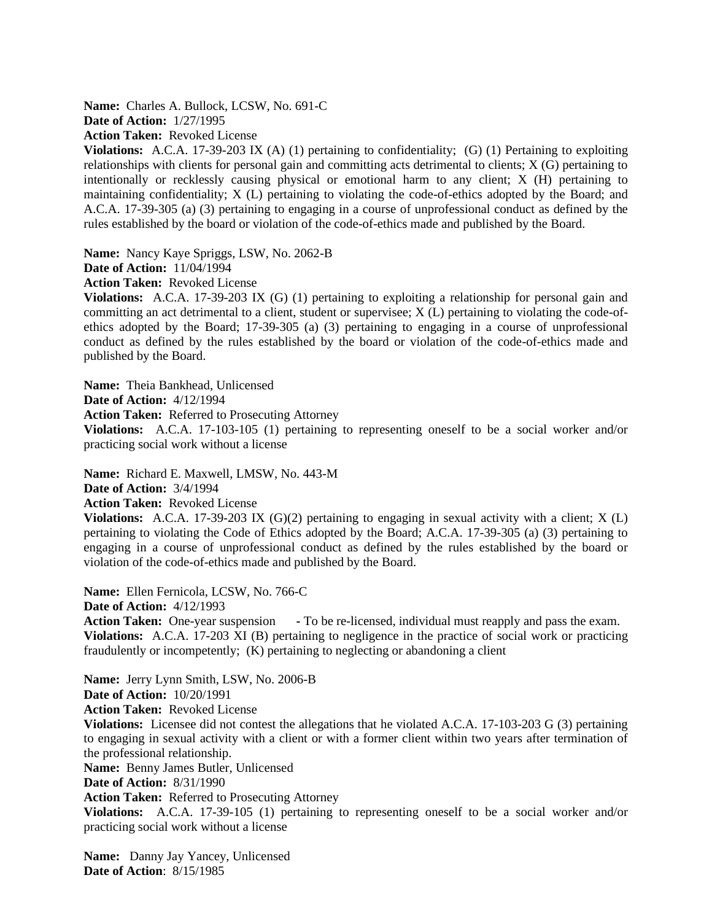**Name:** Charles A. Bullock, LCSW, No. 691-C
**Date of Action:** 1/27/1995
**Action Taken:** Revoked License
**Violations:** A.C.A. 17-39-203 IX (A) (1) pertaining to confidentiality; (G) (1) Pertaining to exploiting relationships with clients for personal gain and committing acts detrimental to clients; X (G) pertaining to intentionally or recklessly causing physical or emotional harm to any client; X (H) pertaining to maintaining confidentiality; X (L) pertaining to violating the code-of-ethics adopted by the Board; and A.C.A. 17-39-305 (a) (3) pertaining to engaging in a course of unprofessional conduct as defined by the rules established by the board or violation of the code-of-ethics made and published by the Board.

**Name:** Nancy Kaye Spriggs, LSW, No. 2062-B
**Date of Action:** 11/04/1994
**Action Taken:** Revoked License
**Violations:** A.C.A. 17-39-203 IX (G) (1) pertaining to exploiting a relationship for personal gain and committing an act detrimental to a client, student or supervisee; X (L) pertaining to violating the code-of-ethics adopted by the Board; 17-39-305 (a) (3) pertaining to engaging in a course of unprofessional conduct as defined by the rules established by the board or violation of the code-of-ethics made and published by the Board.

**Name:** Theia Bankhead, Unlicensed
**Date of Action:** 4/12/1994
**Action Taken:** Referred to Prosecuting Attorney
**Violations:** A.C.A. 17-103-105 (1) pertaining to representing oneself to be a social worker and/or practicing social work without a license

**Name:** Richard E. Maxwell, LMSW, No. 443-M
**Date of Action:** 3/4/1994
**Action Taken:** Revoked License
**Violations:** A.C.A. 17-39-203 IX (G)(2) pertaining to engaging in sexual activity with a client; X (L) pertaining to violating the Code of Ethics adopted by the Board; A.C.A. 17-39-305 (a) (3) pertaining to engaging in a course of unprofessional conduct as defined by the rules established by the board or violation of the code-of-ethics made and published by the Board.

**Name:** Ellen Fernicola, LCSW, No. 766-C
**Date of Action:** 4/12/1993
**Action Taken:** One-year suspension - To be re-licensed, individual must reapply and pass the exam.
**Violations:** A.C.A. 17-203 XI (B) pertaining to negligence in the practice of social work or practicing fraudulently or incompetently; (K) pertaining to neglecting or abandoning a client

**Name:** Jerry Lynn Smith, LSW, No. 2006-B
**Date of Action:** 10/20/1991
**Action Taken:** Revoked License
**Violations:** Licensee did not contest the allegations that he violated A.C.A. 17-103-203 G (3) pertaining to engaging in sexual activity with a client or with a former client within two years after termination of the professional relationship.

**Name:** Benny James Butler, Unlicensed
**Date of Action:** 8/31/1990
**Action Taken:** Referred to Prosecuting Attorney
**Violations:** A.C.A. 17-39-105 (1) pertaining to representing oneself to be a social worker and/or practicing social work without a license

**Name:** Danny Jay Yancey, Unlicensed
**Date of Action**: 8/15/1985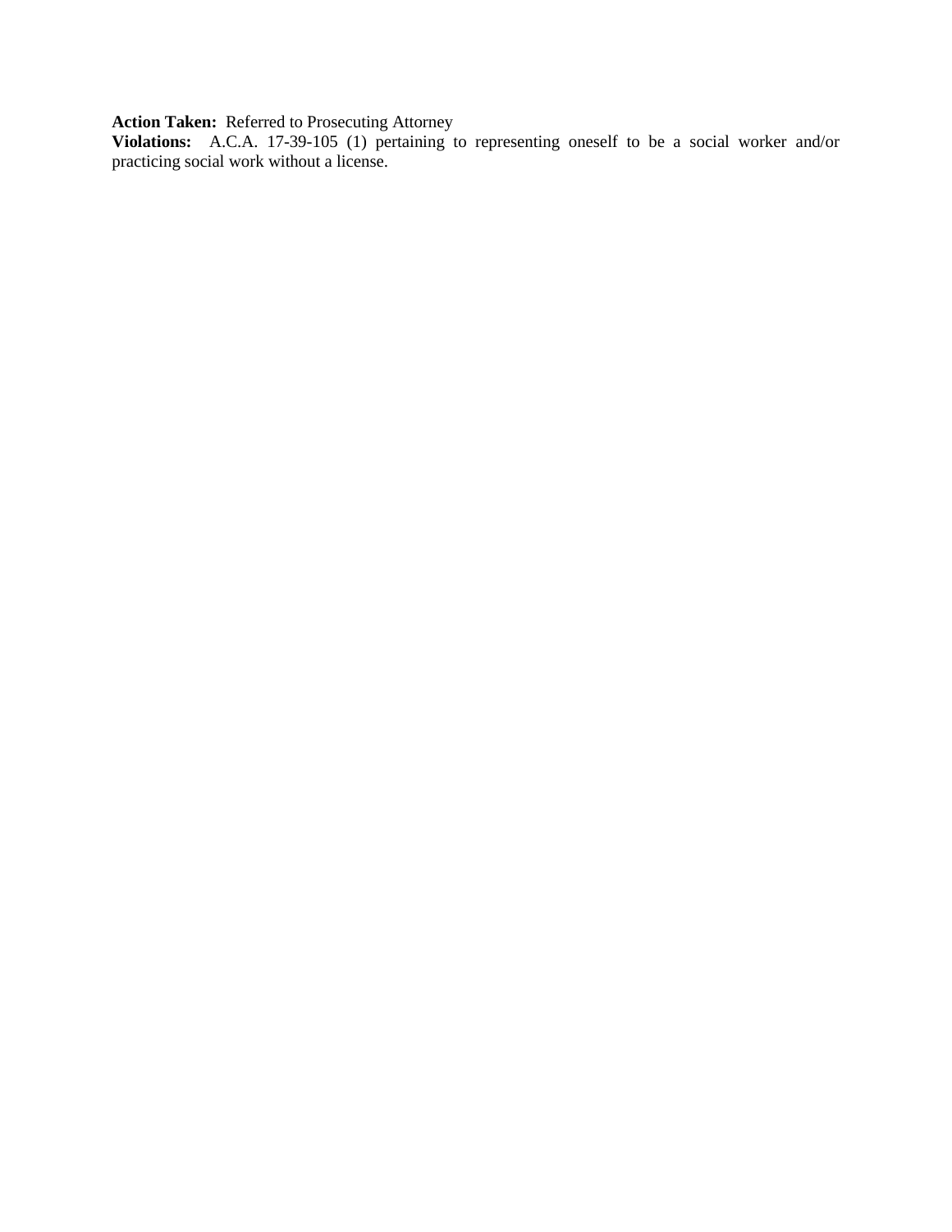**Action Taken:** Referred to Prosecuting Attorney
**Violations:** A.C.A. 17-39-105 (1) pertaining to representing oneself to be a social worker and/or practicing social work without a license.